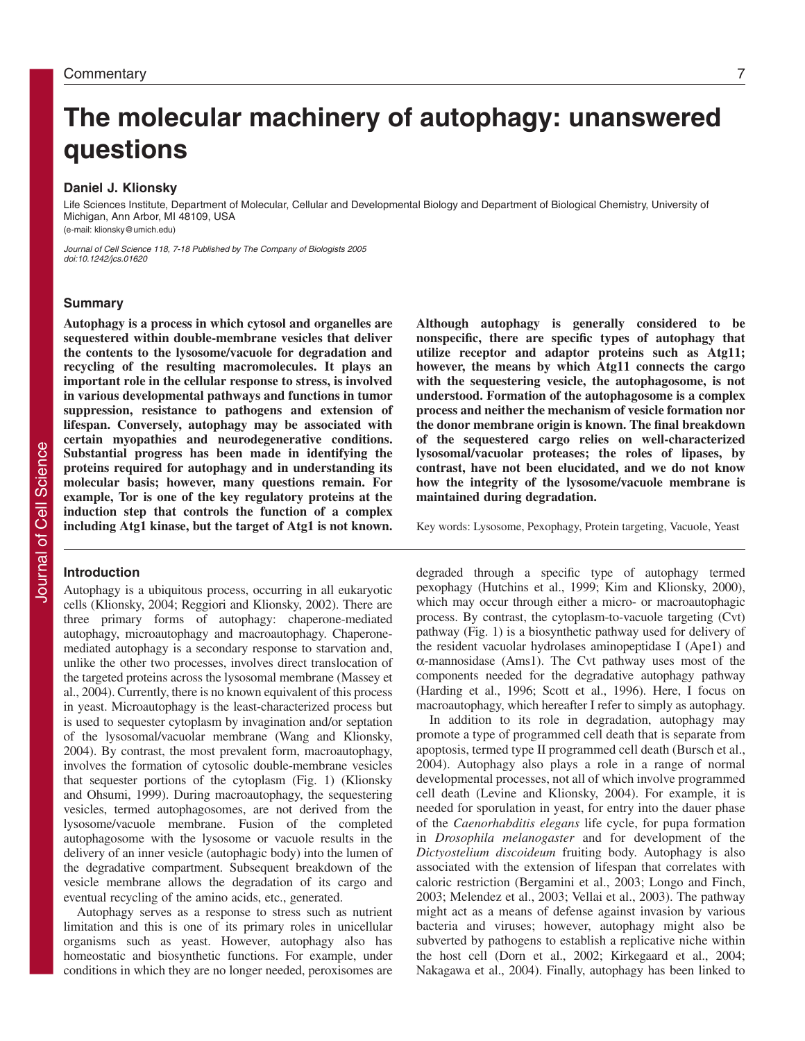# The molecular machinery of autophagy: unanswered questions

**Daniel J. Klionsky**

Life Sciences Institute, Department of Molecular, Cellular and Developmental Biology and Department of Biological Chemistry, University of Michigan, Ann Arbor, MI 48109, USA

(e-mail: klionsky@umich.edu)

*Journal of Cell Science 118, 7-18 Published by The Company of Biologists 2005*
*doi:10.1242/jcs.01620*

## Summary

**Autophagy is a process in which cytosol and organelles are sequestered within double-membrane vesicles that deliver the contents to the lysosome/vacuole for degradation and recycling of the resulting macromolecules. It plays an important role in the cellular response to stress, is involved in various developmental pathways and functions in tumor suppression, resistance to pathogens and extension of lifespan. Conversely, autophagy may be associated with certain myopathies and neurodegenerative conditions. Substantial progress has been made in identifying the proteins required for autophagy and in understanding its molecular basis; however, many questions remain. For example, Tor is one of the key regulatory proteins at the induction step that controls the function of a complex including Atg1 kinase, but the target of Atg1 is not known. Although autophagy is generally considered to be nonspecific, there are specific types of autophagy that utilize receptor and adaptor proteins such as Atg11; however, the means by which Atg11 connects the cargo with the sequestering vesicle, the autophagosome, is not understood. Formation of the autophagosome is a complex process and neither the mechanism of vesicle formation nor the donor membrane origin is known. The final breakdown of the sequestered cargo relies on well-characterized lysosomal/vacuolar proteases; the roles of lipases, by contrast, have not been elucidated, and we do not know how the integrity of the lysosome/vacuole membrane is maintained during degradation.**

Key words: Lysosome, Pexophagy, Protein targeting, Vacuole, Yeast

## Introduction

Autophagy is a ubiquitous process, occurring in all eukaryotic cells (Klionsky, 2004; Reggiori and Klionsky, 2002). There are three primary forms of autophagy: chaperone-mediated autophagy, microautophagy and macroautophagy. Chaperone-mediated autophagy is a secondary response to starvation and, unlike the other two processes, involves direct translocation of the targeted proteins across the lysosomal membrane (Massey et al., 2004). Currently, there is no known equivalent of this process in yeast. Microautophagy is the least-characterized process but is used to sequester cytoplasm by invagination and/or septation of the lysosomal/vacuolar membrane (Wang and Klionsky, 2004). By contrast, the most prevalent form, macroautophagy, involves the formation of cytosolic double-membrane vesicles that sequester portions of the cytoplasm (Fig. 1) (Klionsky and Ohsumi, 1999). During macroautophagy, the sequestering vesicles, termed autophagosomes, are not derived from the lysosome/vacuole membrane. Fusion of the completed autophagosome with the lysosome or vacuole results in the delivery of an inner vesicle (autophagic body) into the lumen of the degradative compartment. Subsequent breakdown of the vesicle membrane allows the degradation of its cargo and eventual recycling of the amino acids, etc., generated.

Autophagy serves as a response to stress such as nutrient limitation and this is one of its primary roles in unicellular organisms such as yeast. However, autophagy also has homeostatic and biosynthetic functions. For example, under conditions in which they are no longer needed, peroxisomes are degraded through a specific type of autophagy termed pexophagy (Hutchins et al., 1999; Kim and Klionsky, 2000), which may occur through either a micro- or macroautophagic process. By contrast, the cytoplasm-to-vacuole targeting (Cvt) pathway (Fig. 1) is a biosynthetic pathway used for delivery of the resident vacuolar hydrolases aminopeptidase I (Ape1) and α-mannosidase (Ams1). The Cvt pathway uses most of the components needed for the degradative autophagy pathway (Harding et al., 1996; Scott et al., 1996). Here, I focus on macroautophagy, which hereafter I refer to simply as autophagy.

In addition to its role in degradation, autophagy may promote a type of programmed cell death that is separate from apoptosis, termed type II programmed cell death (Bursch et al., 2004). Autophagy also plays a role in a range of normal developmental processes, not all of which involve programmed cell death (Levine and Klionsky, 2004). For example, it is needed for sporulation in yeast, for entry into the dauer phase of the *Caenorhabditis elegans* life cycle, for pupa formation in *Drosophila melanogaster* and for development of the *Dictyostelium discoideum* fruiting body. Autophagy is also associated with the extension of lifespan that correlates with caloric restriction (Bergamini et al., 2003; Longo and Finch, 2003; Melendez et al., 2003; Vellai et al., 2003). The pathway might act as a means of defense against invasion by various bacteria and viruses; however, autophagy might also be subverted by pathogens to establish a replicative niche within the host cell (Dorn et al., 2002; Kirkegaard et al., 2004; Nakagawa et al., 2004). Finally, autophagy has been linked to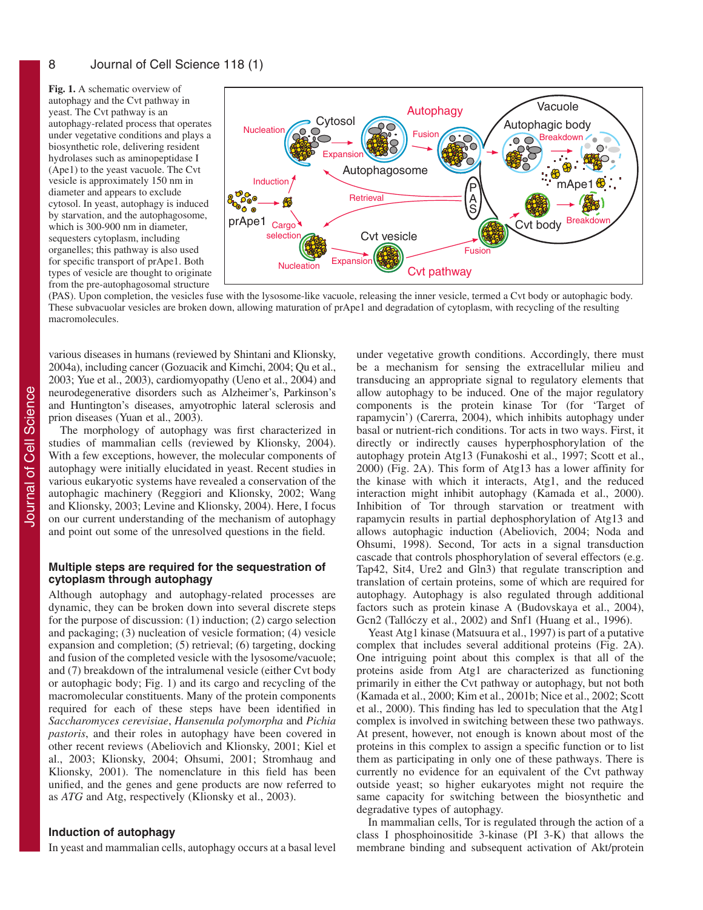**Fig. 1.** A schematic overview of autophagy and the Cvt pathway in yeast. The Cvt pathway is an autophagy-related process that operates under vegetative conditions and plays a biosynthetic role, delivering resident hydrolases such as aminopeptidase I (Ape1) to the yeast vacuole. The Cvt vesicle is approximately 150 nm in diameter and appears to exclude cytosol. In yeast, autophagy is induced by starvation, and the autophagosome, which is 300-900 nm in diameter, sequesters cytoplasm, including organelles; this pathway is also used for specific transport of prApe1. Both types of vesicle are thought to originate from the pre-autophagosomal structure (PAS). Upon completion, the vesicles fuse with the lysosome-like vacuole, releasing the inner vesicle, termed a Cvt body or autophagic body. These subvacuolar vesicles are broken down, allowing maturation of prApe1 and degradation of cytoplasm, with recycling of the resulting macromolecules.

various diseases in humans (reviewed by Shintani and Klionsky, 2004a), including cancer (Gozuacik and Kimchi, 2004; Qu et al., 2003; Yue et al., 2003), cardiomyopathy (Ueno et al., 2004) and neurodegenerative disorders such as Alzheimer's, Parkinson's and Huntington's diseases, amyotrophic lateral sclerosis and prion diseases (Yuan et al., 2003).

The morphology of autophagy was first characterized in studies of mammalian cells (reviewed by Klionsky, 2004). With a few exceptions, however, the molecular components of autophagy were initially elucidated in yeast. Recent studies in various eukaryotic systems have revealed a conservation of the autophagic machinery (Reggiori and Klionsky, 2002; Wang and Klionsky, 2003; Levine and Klionsky, 2004). Here, I focus on our current understanding of the mechanism of autophagy and point out some of the unresolved questions in the field.

## Multiple steps are required for the sequestration of cytoplasm through autophagy

Although autophagy and autophagy-related processes are dynamic, they can be broken down into several discrete steps for the purpose of discussion: (1) induction; (2) cargo selection and packaging; (3) nucleation of vesicle formation; (4) vesicle expansion and completion; (5) retrieval; (6) targeting, docking and fusion of the completed vesicle with the lysosome/vacuole; and (7) breakdown of the intralumenal vesicle (either Cvt body or autophagic body; Fig. 1) and its cargo and recycling of the macromolecular constituents. Many of the protein components required for each of these steps have been identified in *Saccharomyces cerevisiae*, *Hansenula polymorpha* and *Pichia pastoris*, and their roles in autophagy have been covered in other recent reviews (Abeliovich and Klionsky, 2001; Kiel et al., 2003; Klionsky, 2004; Ohsumi, 2001; Stromhaug and Klionsky, 2001). The nomenclature in this field has been unified, and the genes and gene products are now referred to as *ATG* and Atg, respectively (Klionsky et al., 2003).

## Induction of autophagy

In yeast and mammalian cells, autophagy occurs at a basal level under vegetative growth conditions. Accordingly, there must be a mechanism for sensing the extracellular milieu and transducing an appropriate signal to regulatory elements that allow autophagy to be induced. One of the major regulatory components is the protein kinase Tor (for 'Target of rapamycin') (Carerra, 2004), which inhibits autophagy under basal or nutrient-rich conditions. Tor acts in two ways. First, it directly or indirectly causes hyperphosphorylation of the autophagy protein Atg13 (Funakoshi et al., 1997; Scott et al., 2000) (Fig. 2A). This form of Atg13 has a lower affinity for the kinase with which it interacts, Atg1, and the reduced interaction might inhibit autophagy (Kamada et al., 2000). Inhibition of Tor through starvation or treatment with rapamycin results in partial dephosphorylation of Atg13 and allows autophagic induction (Abeliovich, 2004; Noda and Ohsumi, 1998). Second, Tor acts in a signal transduction cascade that controls phosphorylation of several effectors (e.g. Tap42, Sit4, Ure2 and Gln3) that regulate transcription and translation of certain proteins, some of which are required for autophagy. Autophagy is also regulated through additional factors such as protein kinase A (Budovskaya et al., 2004), Gcn2 (Tallóczy et al., 2002) and Snf1 (Huang et al., 1996).

Yeast Atg1 kinase (Matsuura et al., 1997) is part of a putative complex that includes several additional proteins (Fig. 2A). One intriguing point about this complex is that all of the proteins aside from Atg1 are characterized as functioning primarily in either the Cvt pathway or autophagy, but not both (Kamada et al., 2000; Kim et al., 2001b; Nice et al., 2002; Scott et al., 2000). This finding has led to speculation that the Atg1 complex is involved in switching between these two pathways. At present, however, not enough is known about most of the proteins in this complex to assign a specific function or to list them as participating in only one of these pathways. There is currently no evidence for an equivalent of the Cvt pathway outside yeast; so higher eukaryotes might not require the same capacity for switching between the biosynthetic and degradative types of autophagy.

In mammalian cells, Tor is regulated through the action of a class I phosphoinositide 3-kinase (PI 3-K) that allows the membrane binding and subsequent activation of Akt/protein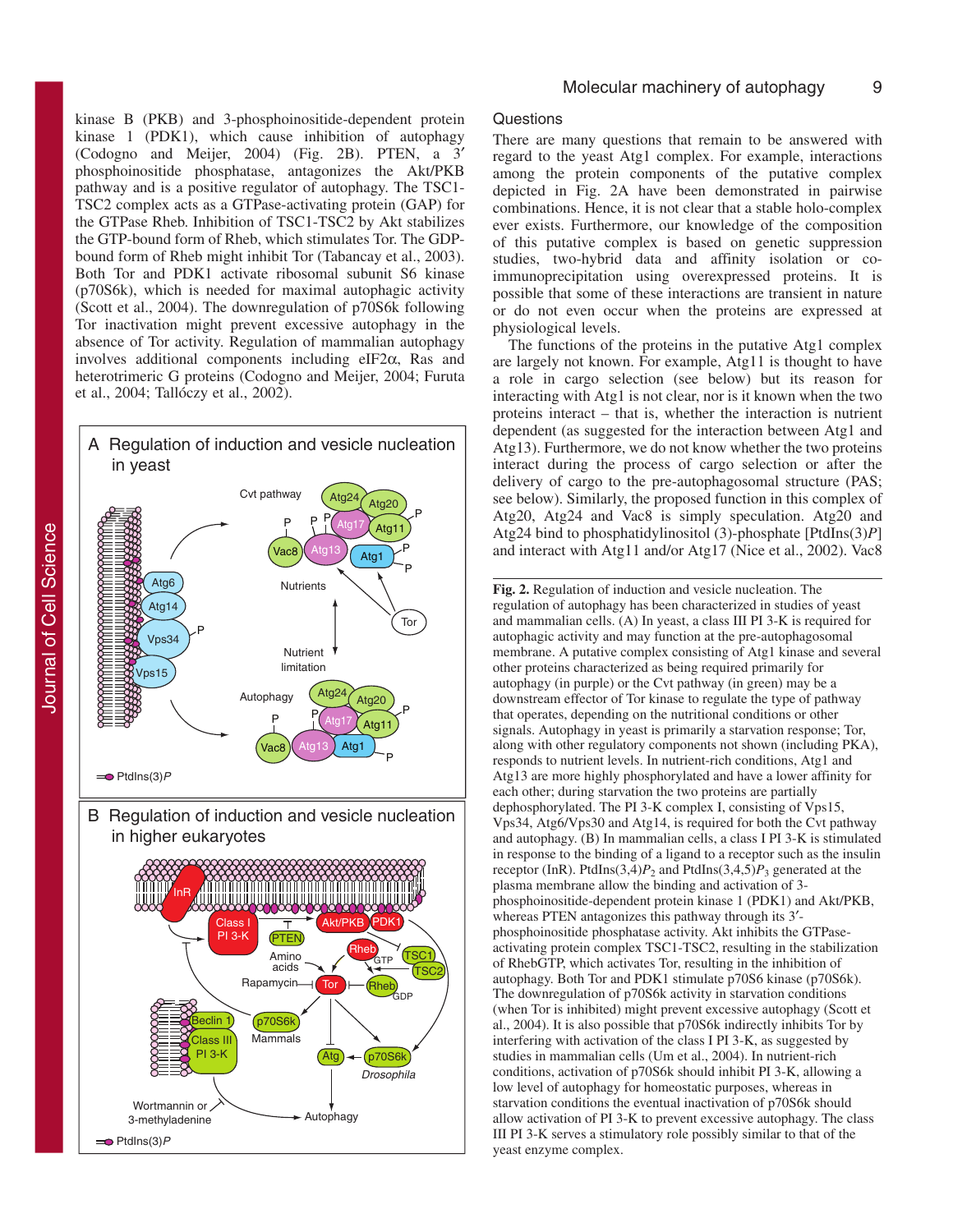kinase B (PKB) and 3-phosphoinositide-dependent protein kinase 1 (PDK1), which cause inhibition of autophagy (Codogno and Meijer, 2004) (Fig. 2B). PTEN, a 3′ phosphoinositide phosphatase, antagonizes the Akt/PKB pathway and is a positive regulator of autophagy. The TSC1-TSC2 complex acts as a GTPase-activating protein (GAP) for the GTPase Rheb. Inhibition of TSC1-TSC2 by Akt stabilizes the GTP-bound form of Rheb, which stimulates Tor. The GDP-bound form of Rheb might inhibit Tor (Tabancay et al., 2003). Both Tor and PDK1 activate ribosomal subunit S6 kinase (p70S6k), which is needed for maximal autophagic activity (Scott et al., 2004). The downregulation of p70S6k following Tor inactivation might prevent excessive autophagy in the absence of Tor activity. Regulation of mammalian autophagy involves additional components including eIF2α, Ras and heterotrimeric G proteins (Codogno and Meijer, 2004; Furuta et al., 2004; Tallóczy et al., 2002).

**Fig. 2.** Regulation of induction and vesicle nucleation. The regulation of autophagy has been characterized in studies of yeast and mammalian cells. (A) In yeast, a class III PI 3-K is required for autophagic activity and may function at the pre-autophagosomal membrane. A putative complex consisting of Atg1 kinase and several other proteins characterized as being required primarily for autophagy (in purple) or the Cvt pathway (in green) may be a downstream effector of Tor kinase to regulate the type of pathway that operates, depending on the nutritional conditions or other signals. Autophagy in yeast is primarily a starvation response; Tor, along with other regulatory components not shown (including PKA), responds to nutrient levels. In nutrient-rich conditions, Atg1 and Atg13 are more highly phosphorylated and have a lower affinity for each other; during starvation the two proteins are partially dephosphorylated. The PI 3-K complex I, consisting of Vps15, Vps34, Atg6/Vps30 and Atg14, is required for both the Cvt pathway and autophagy. (B) In mammalian cells, a class I PI 3-K is stimulated in response to the binding of a ligand to a receptor such as the insulin receptor (InR). PtdIns(3,4)$P_2$ and PtdIns(3,4,5)$P_3$ generated at the plasma membrane allow the binding and activation of 3-phosphoinositide-dependent protein kinase 1 (PDK1) and Akt/PKB, whereas PTEN antagonizes this pathway through its 3′-phosphoinositide phosphatase activity. Akt inhibits the GTPase-activating protein complex TSC1-TSC2, resulting in the stabilization of RhebGTP, which activates Tor, resulting in the inhibition of autophagy. Both Tor and PDK1 stimulate p70S6 kinase (p70S6k). The downregulation of p70S6k activity in starvation conditions (when Tor is inhibited) might prevent excessive autophagy (Scott et al., 2004). It is also possible that p70S6k indirectly inhibits Tor by interfering with activation of the class I PI 3-K, as suggested by studies in mammalian cells (Um et al., 2004). In nutrient-rich conditions, activation of p70S6k should inhibit PI 3-K, allowing a low level of autophagy for homeostatic purposes, whereas in starvation conditions the eventual inactivation of p70S6k should allow activation of PI 3-K to prevent excessive autophagy. The class III PI 3-K serves a stimulatory role possibly similar to that of the yeast enzyme complex.

## Questions

There are many questions that remain to be answered with regard to the yeast Atg1 complex. For example, interactions among the protein components of the putative complex depicted in Fig. 2A have been demonstrated in pairwise combinations. Hence, it is not clear that a stable holo-complex ever exists. Furthermore, our knowledge of the composition of this putative complex is based on genetic suppression studies, two-hybrid data and affinity isolation or co-immunoprecipitation using overexpressed proteins. It is possible that some of these interactions are transient in nature or do not even occur when the proteins are expressed at physiological levels.

The functions of the proteins in the putative Atg1 complex are largely not known. For example, Atg11 is thought to have a role in cargo selection (see below) but its reason for interacting with Atg1 is not clear, nor is it known when the two proteins interact – that is, whether the interaction is nutrient dependent (as suggested for the interaction between Atg1 and Atg13). Furthermore, we do not know whether the two proteins interact during the process of cargo selection or after the delivery of cargo to the pre-autophagosomal structure (PAS; see below). Similarly, the proposed function in this complex of Atg20, Atg24 and Vac8 is simply speculation. Atg20 and Atg24 bind to phosphatidylinositol (3)-phosphate [PtdIns(3)*P*] and interact with Atg11 and/or Atg17 (Nice et al., 2002). Vac8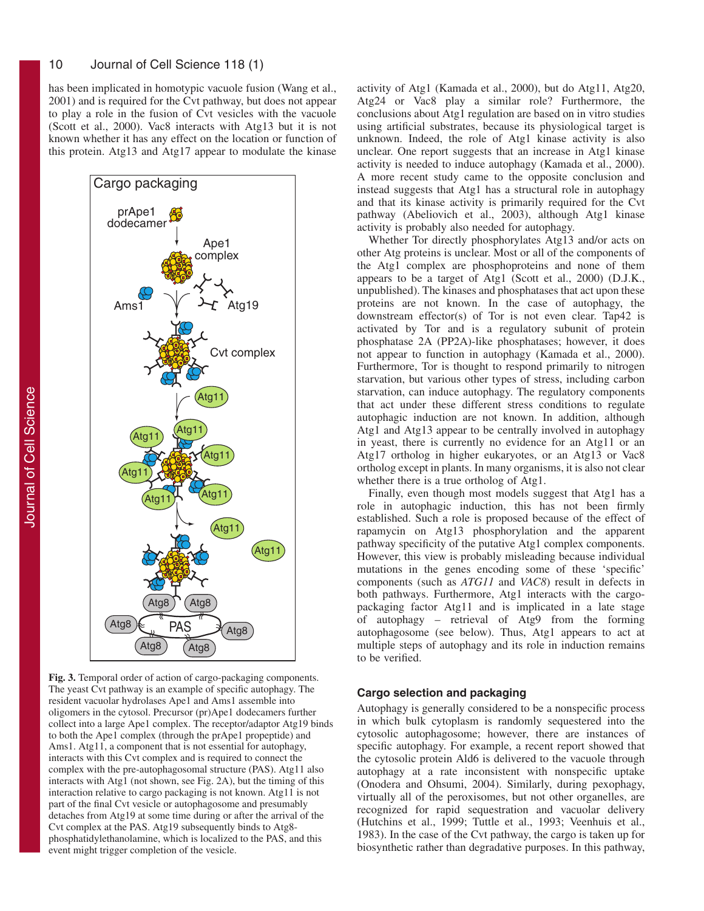has been implicated in homotypic vacuole fusion (Wang et al., 2001) and is required for the Cvt pathway, but does not appear to play a role in the fusion of Cvt vesicles with the vacuole (Scott et al., 2000). Vac8 interacts with Atg13 but it is not known whether it has any effect on the location or function of this protein. Atg13 and Atg17 appear to modulate the kinase activity of Atg1 (Kamada et al., 2000), but do Atg11, Atg20, Atg24 or Vac8 play a similar role? Furthermore, the conclusions about Atg1 regulation are based on in vitro studies using artificial substrates, because its physiological target is unknown. Indeed, the role of Atg1 kinase activity is also unclear. One report suggests that an increase in Atg1 kinase activity is needed to induce autophagy (Kamada et al., 2000). A more recent study came to the opposite conclusion and instead suggests that Atg1 has a structural role in autophagy and that its kinase activity is primarily required for the Cvt pathway (Abeliovich et al., 2003), although Atg1 kinase activity is probably also needed for autophagy.

Whether Tor directly phosphorylates Atg13 and/or acts on other Atg proteins is unclear. Most or all of the components of the Atg1 complex are phosphoproteins and none of them appears to be a target of Atg1 (Scott et al., 2000) (D.J.K., unpublished). The kinases and phosphatases that act upon these proteins are not known. In the case of autophagy, the downstream effector(s) of Tor is not even clear. Tap42 is activated by Tor and is a regulatory subunit of protein phosphatase 2A (PP2A)-like phosphatases; however, it does not appear to function in autophagy (Kamada et al., 2000). Furthermore, Tor is thought to respond primarily to nitrogen starvation, but various other types of stress, including carbon starvation, can induce autophagy. The regulatory components that act under these different stress conditions to regulate autophagic induction are not known. In addition, although Atg1 and Atg13 appear to be centrally involved in autophagy in yeast, there is currently no evidence for an Atg11 or an Atg17 ortholog in higher eukaryotes, or an Atg13 or Vac8 ortholog except in plants. In many organisms, it is also not clear whether there is a true ortholog of Atg1.

Finally, even though most models suggest that Atg1 has a role in autophagic induction, this has not been firmly established. Such a role is proposed because of the effect of rapamycin on Atg13 phosphorylation and the apparent pathway specificity of the putative Atg1 complex components. However, this view is probably misleading because individual mutations in the genes encoding some of these 'specific' components (such as *ATG11* and *VAC8*) result in defects in both pathways. Furthermore, Atg1 interacts with the cargo-packaging factor Atg11 and is implicated in a late stage of autophagy – retrieval of Atg9 from the forming autophagosome (see below). Thus, Atg1 appears to act at multiple steps of autophagy and its role in induction remains to be verified.

**Fig. 3.** Temporal order of action of cargo-packaging components. The yeast Cvt pathway is an example of specific autophagy. The resident vacuolar hydrolases Ape1 and Ams1 assemble into oligomers in the cytosol. Precursor (pr)Ape1 dodecamers further collect into a large Ape1 complex. The receptor/adaptor Atg19 binds to both the Ape1 complex (through the prApe1 propeptide) and Ams1. Atg11, a component that is not essential for autophagy, interacts with this Cvt complex and is required to connect the complex with the pre-autophagosomal structure (PAS). Atg11 also interacts with Atg1 (not shown, see Fig. 2A), but the timing of this interaction relative to cargo packaging is not known. Atg11 is not part of the final Cvt vesicle or autophagosome and presumably detaches from Atg19 at some time during or after the arrival of the Cvt complex at the PAS. Atg19 subsequently binds to Atg8-phosphatidylethanolamine, which is localized to the PAS, and this event might trigger completion of the vesicle.

### Cargo selection and packaging

Autophagy is generally considered to be a nonspecific process in which bulk cytoplasm is randomly sequestered into the cytosolic autophagosome; however, there are instances of specific autophagy. For example, a recent report showed that the cytosolic protein Ald6 is delivered to the vacuole through autophagy at a rate inconsistent with nonspecific uptake (Onodera and Ohsumi, 2004). Similarly, during pexophagy, virtually all of the peroxisomes, but not other organelles, are recognized for rapid sequestration and vacuolar delivery (Hutchins et al., 1999; Tuttle et al., 1993; Veenhuis et al., 1983). In the case of the Cvt pathway, the cargo is taken up for biosynthetic rather than degradative purposes. In this pathway,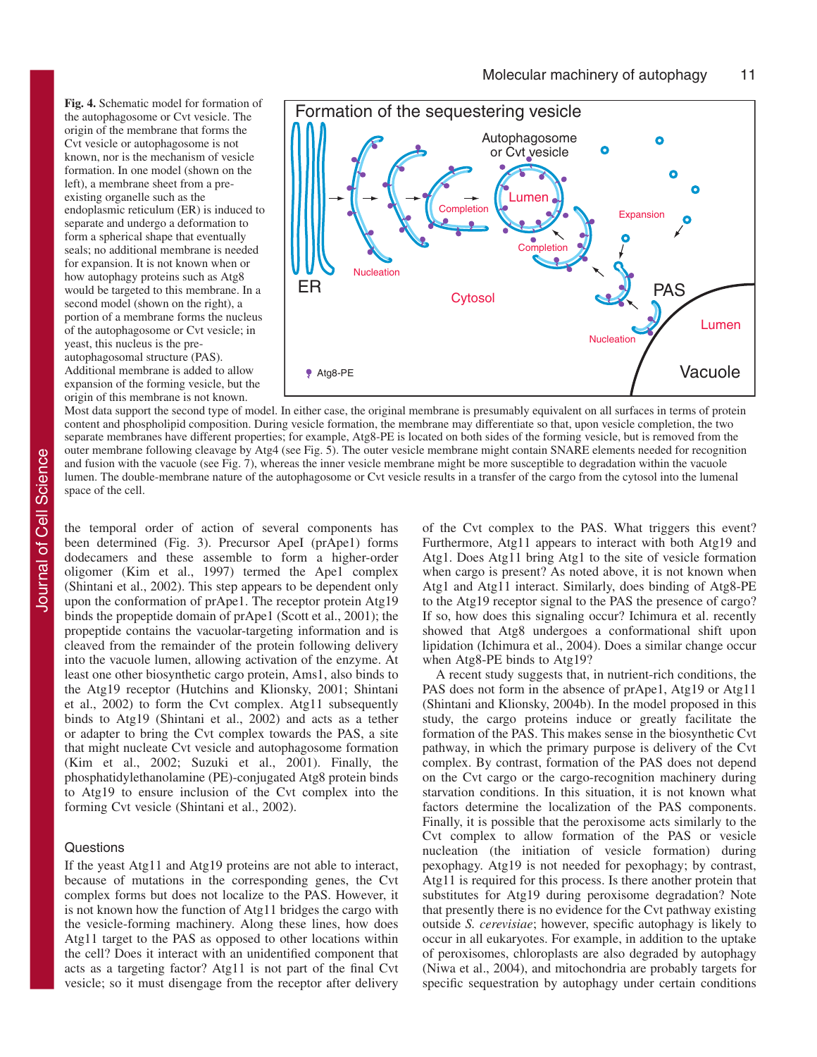**Fig. 4.** Schematic model for formation of the autophagosome or Cvt vesicle. The origin of the membrane that forms the Cvt vesicle or autophagosome is not known, nor is the mechanism of vesicle formation. In one model (shown on the left), a membrane sheet from a pre-existing organelle such as the endoplasmic reticulum (ER) is induced to separate and undergo a deformation to form a spherical shape that eventually seals; no additional membrane is needed for expansion. It is not known when or how autophagy proteins such as Atg8 would be targeted to this membrane. In a second model (shown on the right), a portion of a membrane forms the nucleus of the autophagosome or Cvt vesicle; in yeast, this nucleus is the pre-autophagosomal structure (PAS). Additional membrane is added to allow expansion of the forming vesicle, but the origin of this membrane is not known. Most data support the second type of model. In either case, the original membrane is presumably equivalent on all surfaces in terms of protein content and phospholipid composition. During vesicle formation, the membrane may differentiate so that, upon vesicle completion, the two separate membranes have different properties; for example, Atg8-PE is located on both sides of the forming vesicle, but is removed from the outer membrane following cleavage by Atg4 (see Fig. 5). The outer vesicle membrane might contain SNARE elements needed for recognition and fusion with the vacuole (see Fig. 7), whereas the inner vesicle membrane might be more susceptible to degradation within the vacuole lumen. The double-membrane nature of the autophagosome or Cvt vesicle results in a transfer of the cargo from the cytosol into the lumenal space of the cell.

the temporal order of action of several components has been determined (Fig. 3). Precursor ApeI (prApe1) forms dodecamers and these assemble to form a higher-order oligomer (Kim et al., 1997) termed the Ape1 complex (Shintani et al., 2002). This step appears to be dependent only upon the conformation of prApe1. The receptor protein Atg19 binds the propeptide domain of prApe1 (Scott et al., 2001); the propeptide contains the vacuolar-targeting information and is cleaved from the remainder of the protein following delivery into the vacuole lumen, allowing activation of the enzyme. At least one other biosynthetic cargo protein, Ams1, also binds to the Atg19 receptor (Hutchins and Klionsky, 2001; Shintani et al., 2002) to form the Cvt complex. Atg11 subsequently binds to Atg19 (Shintani et al., 2002) and acts as a tether or adapter to bring the Cvt complex towards the PAS, a site that might nucleate Cvt vesicle and autophagosome formation (Kim et al., 2002; Suzuki et al., 2001). Finally, the phosphatidylethanolamine (PE)-conjugated Atg8 protein binds to Atg19 to ensure inclusion of the Cvt complex into the forming Cvt vesicle (Shintani et al., 2002).

### Questions

If the yeast Atg11 and Atg19 proteins are not able to interact, because of mutations in the corresponding genes, the Cvt complex forms but does not localize to the PAS. However, it is not known how the function of Atg11 bridges the cargo with the vesicle-forming machinery. Along these lines, how does Atg11 target to the PAS as opposed to other locations within the cell? Does it interact with an unidentified component that acts as a targeting factor? Atg11 is not part of the final Cvt vesicle; so it must disengage from the receptor after delivery of the Cvt complex to the PAS. What triggers this event? Furthermore, Atg11 appears to interact with both Atg19 and Atg1. Does Atg11 bring Atg1 to the site of vesicle formation when cargo is present? As noted above, it is not known when Atg1 and Atg11 interact. Similarly, does binding of Atg8-PE to the Atg19 receptor signal to the PAS the presence of cargo? If so, how does this signaling occur? Ichimura et al. recently showed that Atg8 undergoes a conformational shift upon lipidation (Ichimura et al., 2004). Does a similar change occur when Atg8-PE binds to Atg19?

A recent study suggests that, in nutrient-rich conditions, the PAS does not form in the absence of prApe1, Atg19 or Atg11 (Shintani and Klionsky, 2004b). In the model proposed in this study, the cargo proteins induce or greatly facilitate the formation of the PAS. This makes sense in the biosynthetic Cvt pathway, in which the primary purpose is delivery of the Cvt complex. By contrast, formation of the PAS does not depend on the Cvt cargo or the cargo-recognition machinery during starvation conditions. In this situation, it is not known what factors determine the localization of the PAS components. Finally, it is possible that the peroxisome acts similarly to the Cvt complex to allow formation of the PAS or vesicle nucleation (the initiation of vesicle formation) during pexophagy. Atg19 is not needed for pexophagy; by contrast, Atg11 is required for this process. Is there another protein that substitutes for Atg19 during peroxisome degradation? Note that presently there is no evidence for the Cvt pathway existing outside *S. cerevisiae*; however, specific autophagy is likely to occur in all eukaryotes. For example, in addition to the uptake of peroxisomes, chloroplasts are also degraded by autophagy (Niwa et al., 2004), and mitochondria are probably targets for specific sequestration by autophagy under certain conditions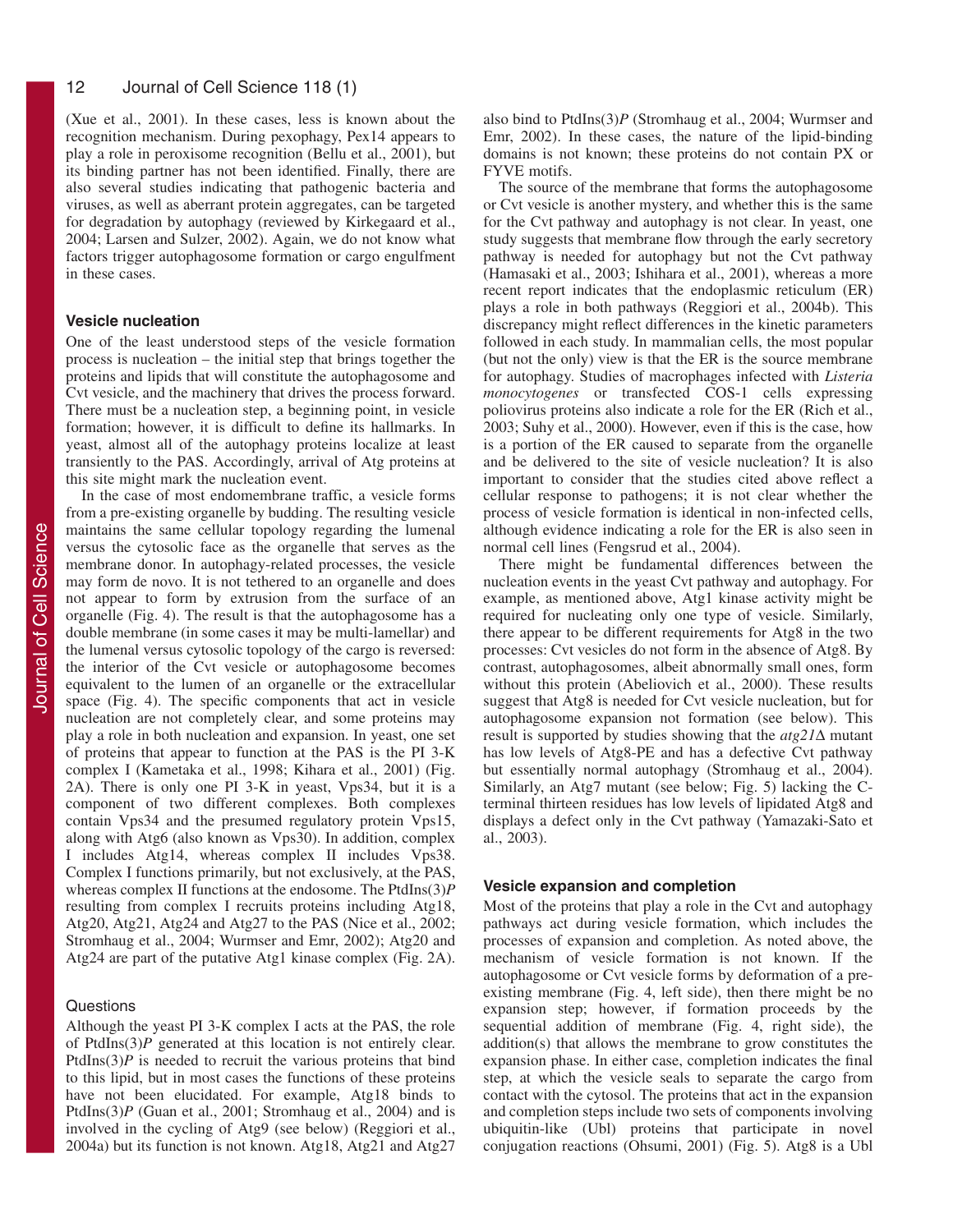(Xue et al., 2001). In these cases, less is known about the recognition mechanism. During pexophagy, Pex14 appears to play a role in peroxisome recognition (Bellu et al., 2001), but its binding partner has not been identified. Finally, there are also several studies indicating that pathogenic bacteria and viruses, as well as aberrant protein aggregates, can be targeted for degradation by autophagy (reviewed by Kirkegaard et al., 2004; Larsen and Sulzer, 2002). Again, we do not know what factors trigger autophagosome formation or cargo engulfment in these cases.

### Vesicle nucleation

One of the least understood steps of the vesicle formation process is nucleation – the initial step that brings together the proteins and lipids that will constitute the autophagosome and Cvt vesicle, and the machinery that drives the process forward. There must be a nucleation step, a beginning point, in vesicle formation; however, it is difficult to define its hallmarks. In yeast, almost all of the autophagy proteins localize at least transiently to the PAS. Accordingly, arrival of Atg proteins at this site might mark the nucleation event.

In the case of most endomembrane traffic, a vesicle forms from a pre-existing organelle by budding. The resulting vesicle maintains the same cellular topology regarding the lumenal versus the cytosolic face as the organelle that serves as the membrane donor. In autophagy-related processes, the vesicle may form de novo. It is not tethered to an organelle and does not appear to form by extrusion from the surface of an organelle (Fig. 4). The result is that the autophagosome has a double membrane (in some cases it may be multi-lamellar) and the lumenal versus cytosolic topology of the cargo is reversed: the interior of the Cvt vesicle or autophagosome becomes equivalent to the lumen of an organelle or the extracellular space (Fig. 4). The specific components that act in vesicle nucleation are not completely clear, and some proteins may play a role in both nucleation and expansion. In yeast, one set of proteins that appear to function at the PAS is the PI 3-K complex I (Kametaka et al., 1998; Kihara et al., 2001) (Fig. 2A). There is only one PI 3-K in yeast, Vps34, but it is a component of two different complexes. Both complexes contain Vps34 and the presumed regulatory protein Vps15, along with Atg6 (also known as Vps30). In addition, complex I includes Atg14, whereas complex II includes Vps38. Complex I functions primarily, but not exclusively, at the PAS, whereas complex II functions at the endosome. The PtdIns(3)*P* resulting from complex I recruits proteins including Atg18, Atg20, Atg21, Atg24 and Atg27 to the PAS (Nice et al., 2002; Stromhaug et al., 2004; Wurmser and Emr, 2002); Atg20 and Atg24 are part of the putative Atg1 kinase complex (Fig. 2A).

#### Questions

Although the yeast PI 3-K complex I acts at the PAS, the role of PtdIns(3)*P* generated at this location is not entirely clear. PtdIns(3)*P* is needed to recruit the various proteins that bind to this lipid, but in most cases the functions of these proteins have not been elucidated. For example, Atg18 binds to PtdIns(3)*P* (Guan et al., 2001; Stromhaug et al., 2004) and is involved in the cycling of Atg9 (see below) (Reggiori et al., 2004a) but its function is not known. Atg18, Atg21 and Atg27 also bind to PtdIns(3)*P* (Stromhaug et al., 2004; Wurmser and Emr, 2002). In these cases, the nature of the lipid-binding domains is not known; these proteins do not contain PX or FYVE motifs.

The source of the membrane that forms the autophagosome or Cvt vesicle is another mystery, and whether this is the same for the Cvt pathway and autophagy is not clear. In yeast, one study suggests that membrane flow through the early secretory pathway is needed for autophagy but not the Cvt pathway (Hamasaki et al., 2003; Ishihara et al., 2001), whereas a more recent report indicates that the endoplasmic reticulum (ER) plays a role in both pathways (Reggiori et al., 2004b). This discrepancy might reflect differences in the kinetic parameters followed in each study. In mammalian cells, the most popular (but not the only) view is that the ER is the source membrane for autophagy. Studies of macrophages infected with *Listeria monocytogenes* or transfected COS-1 cells expressing poliovirus proteins also indicate a role for the ER (Rich et al., 2003; Suhy et al., 2000). However, even if this is the case, how is a portion of the ER caused to separate from the organelle and be delivered to the site of vesicle nucleation? It is also important to consider that the studies cited above reflect a cellular response to pathogens; it is not clear whether the process of vesicle formation is identical in non-infected cells, although evidence indicating a role for the ER is also seen in normal cell lines (Fengsrud et al., 2004).

There might be fundamental differences between the nucleation events in the yeast Cvt pathway and autophagy. For example, as mentioned above, Atg1 kinase activity might be required for nucleating only one type of vesicle. Similarly, there appear to be different requirements for Atg8 in the two processes: Cvt vesicles do not form in the absence of Atg8. By contrast, autophagosomes, albeit abnormally small ones, form without this protein (Abeliovich et al., 2000). These results suggest that Atg8 is needed for Cvt vesicle nucleation, but for autophagosome expansion not formation (see below). This result is supported by studies showing that the *atg21*Δ mutant has low levels of Atg8-PE and has a defective Cvt pathway but essentially normal autophagy (Stromhaug et al., 2004). Similarly, an Atg7 mutant (see below; Fig. 5) lacking the C-terminal thirteen residues has low levels of lipidated Atg8 and displays a defect only in the Cvt pathway (Yamazaki-Sato et al., 2003).

### Vesicle expansion and completion

Most of the proteins that play a role in the Cvt and autophagy pathways act during vesicle formation, which includes the processes of expansion and completion. As noted above, the mechanism of vesicle formation is not known. If the autophagosome or Cvt vesicle forms by deformation of a pre-existing membrane (Fig. 4, left side), then there might be no expansion step; however, if formation proceeds by the sequential addition of membrane (Fig. 4, right side), the addition(s) that allows the membrane to grow constitutes the expansion phase. In either case, completion indicates the final step, at which the vesicle seals to separate the cargo from contact with the cytosol. The proteins that act in the expansion and completion steps include two sets of components involving ubiquitin-like (Ubl) proteins that participate in novel conjugation reactions (Ohsumi, 2001) (Fig. 5). Atg8 is a Ubl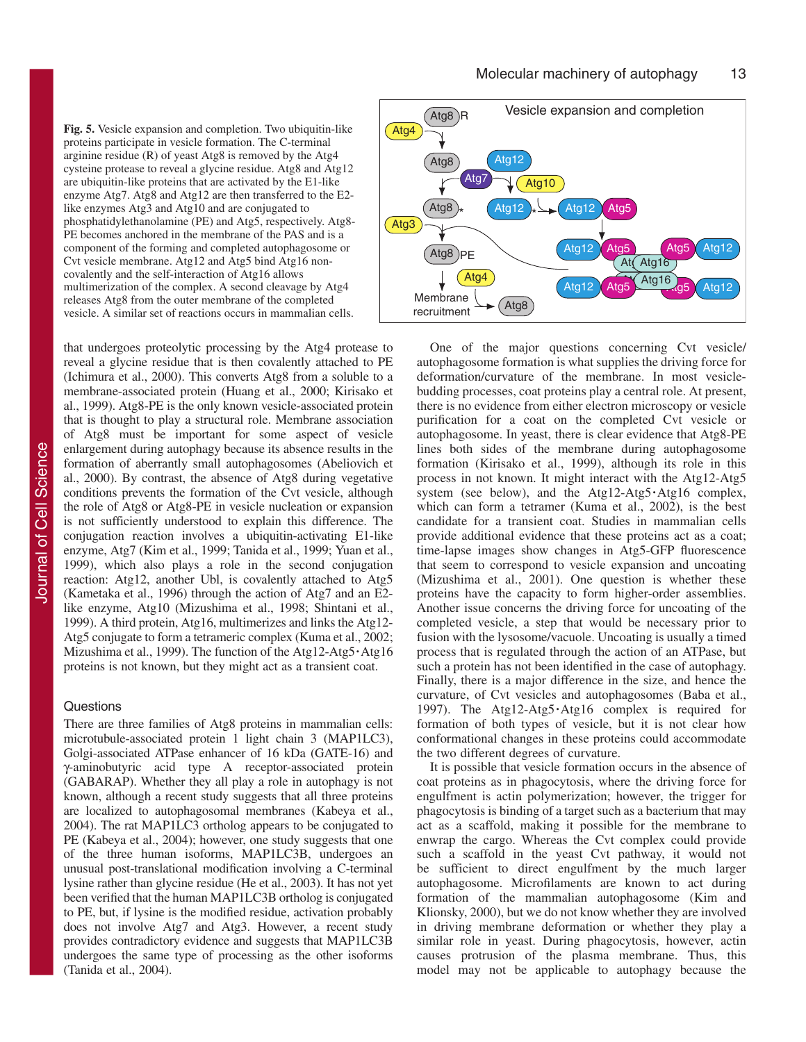**Fig. 5.** Vesicle expansion and completion. Two ubiquitin-like proteins participate in vesicle formation. The C-terminal arginine residue (R) of yeast Atg8 is removed by the Atg4 cysteine protease to reveal a glycine residue. Atg8 and Atg12 are ubiquitin-like proteins that are activated by the E1-like enzyme Atg7. Atg8 and Atg12 are then transferred to the E2-like enzymes Atg3 and Atg10 and are conjugated to phosphatidylethanolamine (PE) and Atg5, respectively. Atg8-PE becomes anchored in the membrane of the PAS and is a component of the forming and completed autophagosome or Cvt vesicle membrane. Atg12 and Atg5 bind Atg16 non-covalently and the self-interaction of Atg16 allows multimerization of the complex. A second cleavage by Atg4 releases Atg8 from the outer membrane of the completed vesicle. A similar set of reactions occurs in mammalian cells.

that undergoes proteolytic processing by the Atg4 protease to reveal a glycine residue that is then covalently attached to PE (Ichimura et al., 2000). This converts Atg8 from a soluble to a membrane-associated protein (Huang et al., 2000; Kirisako et al., 1999). Atg8-PE is the only known vesicle-associated protein that is thought to play a structural role. Membrane association of Atg8 must be important for some aspect of vesicle enlargement during autophagy because its absence results in the formation of aberrantly small autophagosomes (Abeliovich et al., 2000). By contrast, the absence of Atg8 during vegetative conditions prevents the formation of the Cvt vesicle, although the role of Atg8 or Atg8-PE in vesicle nucleation or expansion is not sufficiently understood to explain this difference. The conjugation reaction involves a ubiquitin-activating E1-like enzyme, Atg7 (Kim et al., 1999; Tanida et al., 1999; Yuan et al., 1999), which also plays a role in the second conjugation reaction: Atg12, another Ubl, is covalently attached to Atg5 (Kametaka et al., 1996) through the action of Atg7 and an E2-like enzyme, Atg10 (Mizushima et al., 1998; Shintani et al., 1999). A third protein, Atg16, multimerizes and links the Atg12-Atg5 conjugate to form a tetrameric complex (Kuma et al., 2002; Mizushima et al., 1999). The function of the Atg12-Atg5·Atg16 proteins is not known, but they might act as a transient coat.

## Questions

There are three families of Atg8 proteins in mammalian cells: microtubule-associated protein 1 light chain 3 (MAP1LC3), Golgi-associated ATPase enhancer of 16 kDa (GATE-16) and γ-aminobutyric acid type A receptor-associated protein (GABARAP). Whether they all play a role in autophagy is not known, although a recent study suggests that all three proteins are localized to autophagosomal membranes (Kabeya et al., 2004). The rat MAP1LC3 ortholog appears to be conjugated to PE (Kabeya et al., 2004); however, one study suggests that one of the three human isoforms, MAP1LC3B, undergoes an unusual post-translational modification involving a C-terminal lysine rather than glycine residue (He et al., 2003). It has not yet been verified that the human MAP1LC3B ortholog is conjugated to PE, but, if lysine is the modified residue, activation probably does not involve Atg7 and Atg3. However, a recent study provides contradictory evidence and suggests that MAP1LC3B undergoes the same type of processing as the other isoforms (Tanida et al., 2004).

One of the major questions concerning Cvt vesicle/autophagosome formation is what supplies the driving force for deformation/curvature of the membrane. In most vesicle-budding processes, coat proteins play a central role. At present, there is no evidence from either electron microscopy or vesicle purification for a coat on the completed Cvt vesicle or autophagosome. In yeast, there is clear evidence that Atg8-PE lines both sides of the membrane during autophagosome formation (Kirisako et al., 1999), although its role in this process in not known. It might interact with the Atg12-Atg5 system (see below), and the Atg12-Atg5·Atg16 complex, which can form a tetramer (Kuma et al., 2002), is the best candidate for a transient coat. Studies in mammalian cells provide additional evidence that these proteins act as a coat; time-lapse images show changes in Atg5-GFP fluorescence that seem to correspond to vesicle expansion and uncoating (Mizushima et al., 2001). One question is whether these proteins have the capacity to form higher-order assemblies. Another issue concerns the driving force for uncoating of the completed vesicle, a step that would be necessary prior to fusion with the lysosome/vacuole. Uncoating is usually a timed process that is regulated through the action of an ATPase, but such a protein has not been identified in the case of autophagy. Finally, there is a major difference in the size, and hence the curvature, of Cvt vesicles and autophagosomes (Baba et al., 1997). The Atg12-Atg5·Atg16 complex is required for formation of both types of vesicle, but it is not clear how conformational changes in these proteins could accommodate the two different degrees of curvature.

It is possible that vesicle formation occurs in the absence of coat proteins as in phagocytosis, where the driving force for engulfment is actin polymerization; however, the trigger for phagocytosis is binding of a target such as a bacterium that may act as a scaffold, making it possible for the membrane to enwrap the cargo. Whereas the Cvt complex could provide such a scaffold in the yeast Cvt pathway, it would not be sufficient to direct engulfment by the much larger autophagosome. Microfilaments are known to act during formation of the mammalian autophagosome (Kim and Klionsky, 2000), but we do not know whether they are involved in driving membrane deformation or whether they play a similar role in yeast. During phagocytosis, however, actin causes protrusion of the plasma membrane. Thus, this model may not be applicable to autophagy because the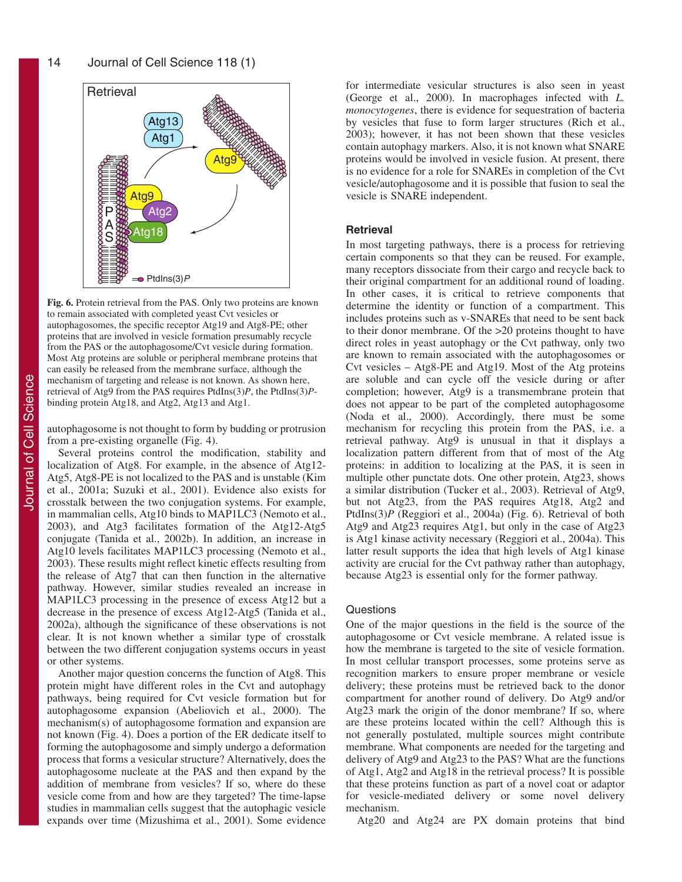Fig. 6. Protein retrieval from the PAS. Only two proteins are known to remain associated with completed yeast Cvt vesicles or autophagosomes, the specific receptor Atg19 and Atg8-PE; other proteins that are involved in vesicle formation presumably recycle from the PAS or the autophagosome/Cvt vesicle during formation. Most Atg proteins are soluble or peripheral membrane proteins that can easily be released from the membrane surface, although the mechanism of targeting and release is not known. As shown here, retrieval of Atg9 from the PAS requires PtdIns(3)*P*, the PtdIns(3)*P*-binding protein Atg18, and Atg2, Atg13 and Atg1.

autophagosome is not thought to form by budding or protrusion from a pre-existing organelle (Fig. 4).

Several proteins control the modification, stability and localization of Atg8. For example, in the absence of Atg12-Atg5, Atg8-PE is not localized to the PAS and is unstable (Kim et al., 2001a; Suzuki et al., 2001). Evidence also exists for crosstalk between the two conjugation systems. For example, in mammalian cells, Atg10 binds to MAP1LC3 (Nemoto et al., 2003), and Atg3 facilitates formation of the Atg12-Atg5 conjugate (Tanida et al., 2002b). In addition, an increase in Atg10 levels facilitates MAP1LC3 processing (Nemoto et al., 2003). These results might reflect kinetic effects resulting from the release of Atg7 that can then function in the alternative pathway. However, similar studies revealed an increase in MAP1LC3 processing in the presence of excess Atg12 but a decrease in the presence of excess Atg12-Atg5 (Tanida et al., 2002a), although the significance of these observations is not clear. It is not known whether a similar type of crosstalk between the two different conjugation systems occurs in yeast or other systems.

Another major question concerns the function of Atg8. This protein might have different roles in the Cvt and autophagy pathways, being required for Cvt vesicle formation but for autophagosome expansion (Abeliovich et al., 2000). The mechanism(s) of autophagosome formation and expansion are not known (Fig. 4). Does a portion of the ER dedicate itself to forming the autophagosome and simply undergo a deformation process that forms a vesicular structure? Alternatively, does the autophagosome nucleate at the PAS and then expand by the addition of membrane from vesicles? If so, where do these vesicle come from and how are they targeted? The time-lapse studies in mammalian cells suggest that the autophagic vesicle expands over time (Mizushima et al., 2001). Some evidence for intermediate vesicular structures is also seen in yeast (George et al., 2000). In macrophages infected with *L. monocytogenes*, there is evidence for sequestration of bacteria by vesicles that fuse to form larger structures (Rich et al., 2003); however, it has not been shown that these vesicles contain autophagy markers. Also, it is not known what SNARE proteins would be involved in vesicle fusion. At present, there is no evidence for a role for SNAREs in completion of the Cvt vesicle/autophagosome and it is possible that fusion to seal the vesicle is SNARE independent.

## Retrieval

In most targeting pathways, there is a process for retrieving certain components so that they can be reused. For example, many receptors dissociate from their cargo and recycle back to their original compartment for an additional round of loading. In other cases, it is critical to retrieve components that determine the identity or function of a compartment. This includes proteins such as v-SNAREs that need to be sent back to their donor membrane. Of the >20 proteins thought to have direct roles in yeast autophagy or the Cvt pathway, only two are known to remain associated with the autophagosomes or Cvt vesicles – Atg8-PE and Atg19. Most of the Atg proteins are soluble and can cycle off the vesicle during or after completion; however, Atg9 is a transmembrane protein that does not appear to be part of the completed autophagosome (Noda et al., 2000). Accordingly, there must be some mechanism for recycling this protein from the PAS, i.e. a retrieval pathway. Atg9 is unusual in that it displays a localization pattern different from that of most of the Atg proteins: in addition to localizing at the PAS, it is seen in multiple other punctate dots. One other protein, Atg23, shows a similar distribution (Tucker et al., 2003). Retrieval of Atg9, but not Atg23, from the PAS requires Atg18, Atg2 and PtdIns(3)*P* (Reggiori et al., 2004a) (Fig. 6). Retrieval of both Atg9 and Atg23 requires Atg1, but only in the case of Atg23 is Atg1 kinase activity necessary (Reggiori et al., 2004a). This latter result supports the idea that high levels of Atg1 kinase activity are crucial for the Cvt pathway rather than autophagy, because Atg23 is essential only for the former pathway.

## Questions

One of the major questions in the field is the source of the autophagosome or Cvt vesicle membrane. A related issue is how the membrane is targeted to the site of vesicle formation. In most cellular transport processes, some proteins serve as recognition markers to ensure proper membrane or vesicle delivery; these proteins must be retrieved back to the donor compartment for another round of delivery. Do Atg9 and/or Atg23 mark the origin of the donor membrane? If so, where are these proteins located within the cell? Although this is not generally postulated, multiple sources might contribute membrane. What components are needed for the targeting and delivery of Atg9 and Atg23 to the PAS? What are the functions of Atg1, Atg2 and Atg18 in the retrieval process? It is possible that these proteins function as part of a novel coat or adaptor for vesicle-mediated delivery or some novel delivery mechanism.

Atg20 and Atg24 are PX domain proteins that bind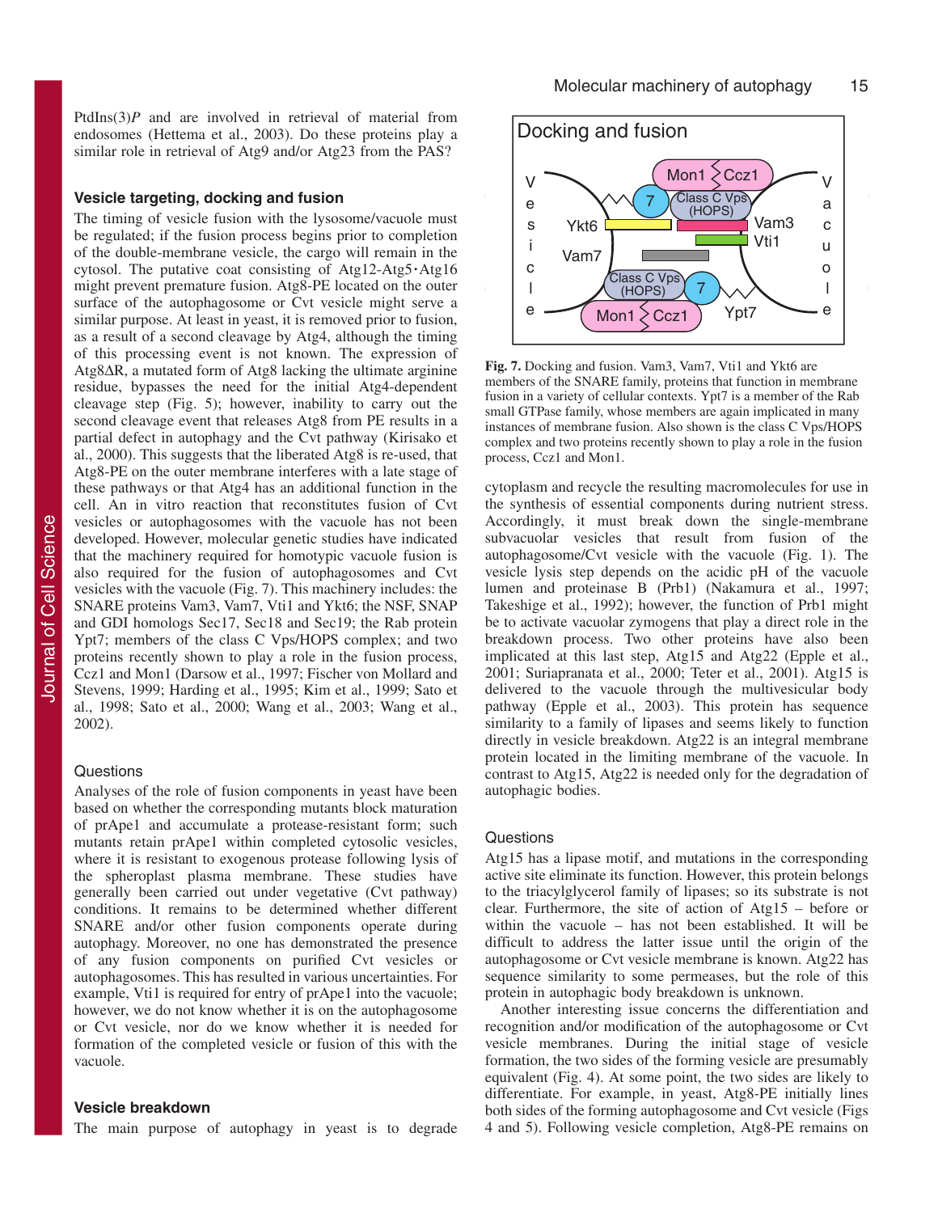PtdIns(3)$P$ and are involved in retrieval of material from endosomes (Hettema et al., 2003). Do these proteins play a similar role in retrieval of Atg9 and/or Atg23 from the PAS?

### Vesicle targeting, docking and fusion

The timing of vesicle fusion with the lysosome/vacuole must be regulated; if the fusion process begins prior to completion of the double-membrane vesicle, the cargo will remain in the cytosol. The putative coat consisting of Atg12-Atg5·Atg16 might prevent premature fusion. Atg8-PE located on the outer surface of the autophagosome or Cvt vesicle might serve a similar purpose. At least in yeast, it is removed prior to fusion, as a result of a second cleavage by Atg4, although the timing of this processing event is not known. The expression of Atg8ΔR, a mutated form of Atg8 lacking the ultimate arginine residue, bypasses the need for the initial Atg4-dependent cleavage step (Fig. 5); however, inability to carry out the second cleavage event that releases Atg8 from PE results in a partial defect in autophagy and the Cvt pathway (Kirisako et al., 2000). This suggests that the liberated Atg8 is re-used, that Atg8-PE on the outer membrane interferes with a late stage of these pathways or that Atg4 has an additional function in the cell. An in vitro reaction that reconstitutes fusion of Cvt vesicles or autophagosomes with the vacuole has not been developed. However, molecular genetic studies have indicated that the machinery required for homotypic vacuole fusion is also required for the fusion of autophagosomes and Cvt vesicles with the vacuole (Fig. 7). This machinery includes: the SNARE proteins Vam3, Vam7, Vti1 and Ykt6; the NSF, SNAP and GDI homologs Sec17, Sec18 and Sec19; the Rab protein Ypt7; members of the class C Vps/HOPS complex; and two proteins recently shown to play a role in the fusion process, Ccz1 and Mon1 (Darsow et al., 1997; Fischer von Mollard and Stevens, 1999; Harding et al., 1995; Kim et al., 1999; Sato et al., 1998; Sato et al., 2000; Wang et al., 2003; Wang et al., 2002).

#### Questions

Analyses of the role of fusion components in yeast have been based on whether the corresponding mutants block maturation of prApe1 and accumulate a protease-resistant form; such mutants retain prApe1 within completed cytosolic vesicles, where it is resistant to exogenous protease following lysis of the spheroplast plasma membrane. These studies have generally been carried out under vegetative (Cvt pathway) conditions. It remains to be determined whether different SNARE and/or other fusion components operate during autophagy. Moreover, no one has demonstrated the presence of any fusion components on purified Cvt vesicles or autophagosomes. This has resulted in various uncertainties. For example, Vti1 is required for entry of prApe1 into the vacuole; however, we do not know whether it is on the autophagosome or Cvt vesicle, nor do we know whether it is needed for formation of the completed vesicle or fusion of this with the vacuole.

### Vesicle breakdown

The main purpose of autophagy in yeast is to degrade cytoplasm and recycle the resulting macromolecules for use in the synthesis of essential components during nutrient stress. Accordingly, it must break down the single-membrane subvacuolar vesicles that result from fusion of the autophagosome/Cvt vesicle with the vacuole (Fig. 1). The vesicle lysis step depends on the acidic pH of the vacuole lumen and proteinase B (Prb1) (Nakamura et al., 1997; Takeshige et al., 1992); however, the function of Prb1 might be to activate vacuolar zymogens that play a direct role in the breakdown process. Two other proteins have also been implicated at this last step, Atg15 and Atg22 (Epple et al., 2001; Suriapranata et al., 2000; Teter et al., 2001). Atg15 is delivered to the vacuole through the multivesicular body pathway (Epple et al., 2003). This protein has sequence similarity to a family of lipases and seems likely to function directly in vesicle breakdown. Atg22 is an integral membrane protein located in the limiting membrane of the vacuole. In contrast to Atg15, Atg22 is needed only for the degradation of autophagic bodies.

**Fig. 7.** Docking and fusion. Vam3, Vam7, Vti1 and Ykt6 are members of the SNARE family, proteins that function in membrane fusion in a variety of cellular contexts. Ypt7 is a member of the Rab small GTPase family, whose members are again implicated in many instances of membrane fusion. Also shown is the class C Vps/HOPS complex and two proteins recently shown to play a role in the fusion process, Ccz1 and Mon1.

#### Questions

Atg15 has a lipase motif, and mutations in the corresponding active site eliminate its function. However, this protein belongs to the triacylglycerol family of lipases; so its substrate is not clear. Furthermore, the site of action of Atg15 – before or within the vacuole – has not been established. It will be difficult to address the latter issue until the origin of the autophagosome or Cvt vesicle membrane is known. Atg22 has sequence similarity to some permeases, but the role of this protein in autophagic body breakdown is unknown.

Another interesting issue concerns the differentiation and recognition and/or modification of the autophagosome or Cvt vesicle membranes. During the initial stage of vesicle formation, the two sides of the forming vesicle are presumably equivalent (Fig. 4). At some point, the two sides are likely to differentiate. For example, in yeast, Atg8-PE initially lines both sides of the forming autophagosome and Cvt vesicle (Figs 4 and 5). Following vesicle completion, Atg8-PE remains on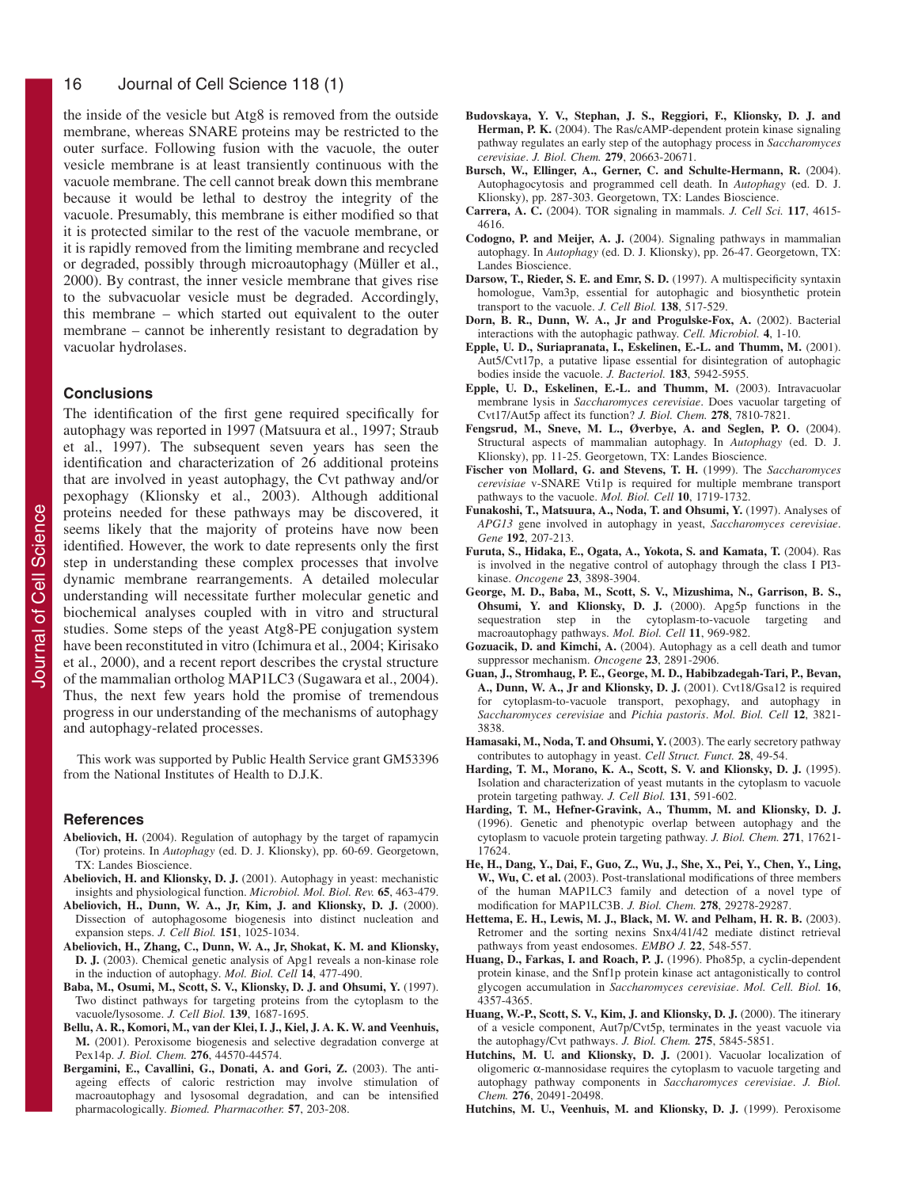the inside of the vesicle but Atg8 is removed from the outside membrane, whereas SNARE proteins may be restricted to the outer surface. Following fusion with the vacuole, the outer vesicle membrane is at least transiently continuous with the vacuole membrane. The cell cannot break down this membrane because it would be lethal to destroy the integrity of the vacuole. Presumably, this membrane is either modified so that it is protected similar to the rest of the vacuole membrane, or it is rapidly removed from the limiting membrane and recycled or degraded, possibly through microautophagy (Müller et al., 2000). By contrast, the inner vesicle membrane that gives rise to the subvacuolar vesicle must be degraded. Accordingly, this membrane – which started out equivalent to the outer membrane – cannot be inherently resistant to degradation by vacuolar hydrolases.

## Conclusions

The identification of the first gene required specifically for autophagy was reported in 1997 (Matsuura et al., 1997; Straub et al., 1997). The subsequent seven years has seen the identification and characterization of 26 additional proteins that are involved in yeast autophagy, the Cvt pathway and/or pexophagy (Klionsky et al., 2003). Although additional proteins needed for these pathways may be discovered, it seems likely that the majority of proteins have now been identified. However, the work to date represents only the first step in understanding these complex processes that involve dynamic membrane rearrangements. A detailed molecular understanding will necessitate further molecular genetic and biochemical analyses coupled with in vitro and structural studies. Some steps of the yeast Atg8-PE conjugation system have been reconstituted in vitro (Ichimura et al., 2004; Kirisako et al., 2000), and a recent report describes the crystal structure of the mammalian ortholog MAP1LC3 (Sugawara et al., 2004). Thus, the next few years hold the promise of tremendous progress in our understanding of the mechanisms of autophagy and autophagy-related processes.

This work was supported by Public Health Service grant GM53396 from the National Institutes of Health to D.J.K.

## References

**Abeliovich, H.** (2004). Regulation of autophagy by the target of rapamycin (Tor) proteins. In *Autophagy* (ed. D. J. Klionsky), pp. 60-69. Georgetown, TX: Landes Bioscience.

**Abeliovich, H. and Klionsky, D. J.** (2001). Autophagy in yeast: mechanistic insights and physiological function. *Microbiol. Mol. Biol. Rev.* **65**, 463-479.

**Abeliovich, H., Dunn, W. A., Jr, Kim, J. and Klionsky, D. J.** (2000). Dissection of autophagosome biogenesis into distinct nucleation and expansion steps. *J. Cell Biol.* **151**, 1025-1034.

**Abeliovich, H., Zhang, C., Dunn, W. A., Jr, Shokat, K. M. and Klionsky, D. J.** (2003). Chemical genetic analysis of Apg1 reveals a non-kinase role in the induction of autophagy. *Mol. Biol. Cell* **14**, 477-490.

**Baba, M., Osumi, M., Scott, S. V., Klionsky, D. J. and Ohsumi, Y.** (1997). Two distinct pathways for targeting proteins from the cytoplasm to the vacuole/lysosome. *J. Cell Biol.* **139**, 1687-1695.

**Bellu, A. R., Komori, M., van der Klei, I. J., Kiel, J. A. K. W. and Veenhuis, M.** (2001). Peroxisome biogenesis and selective degradation converge at Pex14p. *J. Biol. Chem.* **276**, 44570-44574.

**Bergamini, E., Cavallini, G., Donati, A. and Gori, Z.** (2003). The anti-ageing effects of caloric restriction may involve stimulation of macroautophagy and lysosomal degradation, and can be intensified pharmacologically. *Biomed. Pharmacother.* **57**, 203-208.

**Budovskaya, Y. V., Stephan, J. S., Reggiori, F., Klionsky, D. J. and Herman, P. K.** (2004). The Ras/cAMP-dependent protein kinase signaling pathway regulates an early step of the autophagy process in *Saccharomyces cerevisiae*. *J. Biol. Chem.* **279**, 20663-20671.

**Bursch, W., Ellinger, A., Gerner, C. and Schulte-Hermann, R.** (2004). Autophagocytosis and programmed cell death. In *Autophagy* (ed. D. J. Klionsky), pp. 287-303. Georgetown, TX: Landes Bioscience.

**Carrera, A. C.** (2004). TOR signaling in mammals. *J. Cell Sci.* **117**, 4615-4616.

**Codogno, P. and Meijer, A. J.** (2004). Signaling pathways in mammalian autophagy. In *Autophagy* (ed. D. J. Klionsky), pp. 26-47. Georgetown, TX: Landes Bioscience.

**Darsow, T., Rieder, S. E. and Emr, S. D.** (1997). A multispecificity syntaxin homologue, Vam3p, essential for autophagic and biosynthetic protein transport to the vacuole. *J. Cell Biol.* **138**, 517-529.

**Dorn, B. R., Dunn, W. A., Jr and Progulske-Fox, A.** (2002). Bacterial interactions with the autophagic pathway. *Cell. Microbiol.* **4**, 1-10.

**Epple, U. D., Suriapranata, I., Eskelinen, E.-L. and Thumm, M.** (2001). Aut5/Cvt17p, a putative lipase essential for disintegration of autophagic bodies inside the vacuole. *J. Bacteriol.* **183**, 5942-5955.

**Epple, U. D., Eskelinen, E.-L. and Thumm, M.** (2003). Intravacuolar membrane lysis in *Saccharomyces cerevisiae*. Does vacuolar targeting of Cvt17/Aut5p affect its function? *J. Biol. Chem.* **278**, 7810-7821.

**Fengsrud, M., Sneve, M. L., Øverbye, A. and Seglen, P. O.** (2004). Structural aspects of mammalian autophagy. In *Autophagy* (ed. D. J. Klionsky), pp. 11-25. Georgetown, TX: Landes Bioscience.

**Fischer von Mollard, G. and Stevens, T. H.** (1999). The *Saccharomyces cerevisiae* v-SNARE Vti1p is required for multiple membrane transport pathways to the vacuole. *Mol. Biol. Cell* **10**, 1719-1732.

**Funakoshi, T., Matsuura, A., Noda, T. and Ohsumi, Y.** (1997). Analyses of *APG13* gene involved in autophagy in yeast, *Saccharomyces cerevisiae*. *Gene* **192**, 207-213.

**Furuta, S., Hidaka, E., Ogata, A., Yokota, S. and Kamata, T.** (2004). Ras is involved in the negative control of autophagy through the class I PI3-kinase. *Oncogene* **23**, 3898-3904.

**George, M. D., Baba, M., Scott, S. V., Mizushima, N., Garrison, B. S., Ohsumi, Y. and Klionsky, D. J.** (2000). Apg5p functions in the sequestration step in the cytoplasm-to-vacuole targeting and macroautophagy pathways. *Mol. Biol. Cell* **11**, 969-982.

**Gozuacik, D. and Kimchi, A.** (2004). Autophagy as a cell death and tumor suppressor mechanism. *Oncogene* **23**, 2891-2906.

**Guan, J., Stromhaug, P. E., George, M. D., Habibzadegah-Tari, P., Bevan, A., Dunn, W. A., Jr and Klionsky, D. J.** (2001). Cvt18/Gsa12 is required for cytoplasm-to-vacuole transport, pexophagy, and autophagy in *Saccharomyces cerevisiae* and *Pichia pastoris*. *Mol. Biol. Cell* **12**, 3821-3838.

**Hamasaki, M., Noda, T. and Ohsumi, Y.** (2003). The early secretory pathway contributes to autophagy in yeast. *Cell Struct. Funct.* **28**, 49-54.

**Harding, T. M., Morano, K. A., Scott, S. V. and Klionsky, D. J.** (1995). Isolation and characterization of yeast mutants in the cytoplasm to vacuole protein targeting pathway. *J. Cell Biol.* **131**, 591-602.

**Harding, T. M., Hefner-Gravink, A., Thumm, M. and Klionsky, D. J.** (1996). Genetic and phenotypic overlap between autophagy and the cytoplasm to vacuole protein targeting pathway. *J. Biol. Chem.* **271**, 17621-17624.

**He, H., Dang, Y., Dai, F., Guo, Z., Wu, J., She, X., Pei, Y., Chen, Y., Ling, W., Wu, C. et al.** (2003). Post-translational modifications of three members of the human MAP1LC3 family and detection of a novel type of modification for MAP1LC3B. *J. Biol. Chem.* **278**, 29278-29287.

**Hettema, E. H., Lewis, M. J., Black, M. W. and Pelham, H. R. B.** (2003). Retromer and the sorting nexins Snx4/41/42 mediate distinct retrieval pathways from yeast endosomes. *EMBO J.* **22**, 548-557.

**Huang, D., Farkas, I. and Roach, P. J.** (1996). Pho85p, a cyclin-dependent protein kinase, and the Snf1p protein kinase act antagonistically to control glycogen accumulation in *Saccharomyces cerevisiae*. *Mol. Cell. Biol.* **16**, 4357-4365.

**Huang, W.-P., Scott, S. V., Kim, J. and Klionsky, D. J.** (2000). The itinerary of a vesicle component, Aut7p/Cvt5p, terminates in the yeast vacuole via the autophagy/Cvt pathways. *J. Biol. Chem.* **275**, 5845-5851.

**Hutchins, M. U. and Klionsky, D. J.** (2001). Vacuolar localization of oligomeric α-mannosidase requires the cytoplasm to vacuole targeting and autophagy pathway components in *Saccharomyces cerevisiae*. *J. Biol. Chem.* **276**, 20491-20498.

**Hutchins, M. U., Veenhuis, M. and Klionsky, D. J.** (1999). Peroxisome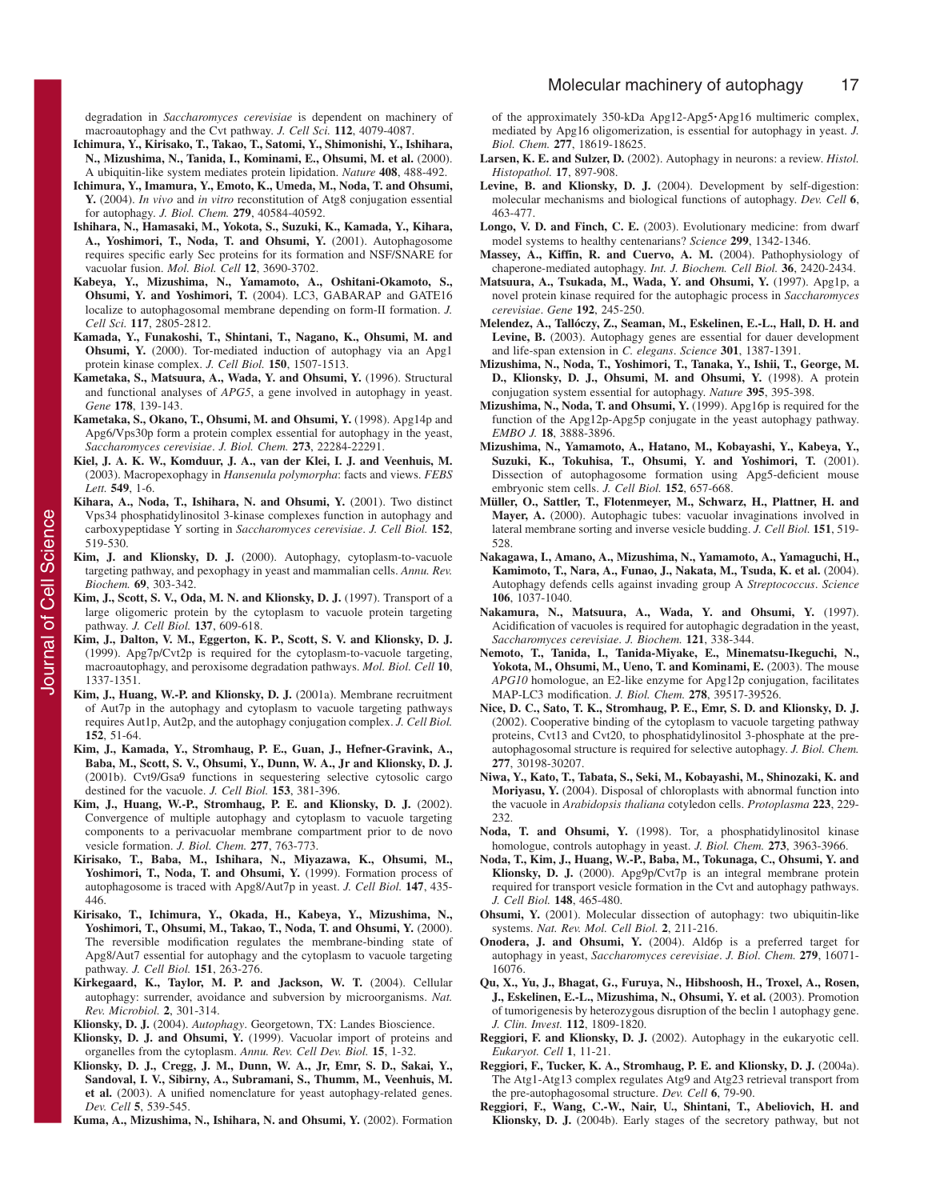degradation in *Saccharomyces cerevisiae* is dependent on machinery of macroautophagy and the Cvt pathway. *J. Cell Sci.* **112**, 4079-4087.

**Ichimura, Y., Kirisako, T., Takao, T., Satomi, Y., Shimonishi, Y., Ishihara, N., Mizushima, N., Tanida, I., Kominami, E., Ohsumi, M. et al.** (2000). A ubiquitin-like system mediates protein lipidation. *Nature* **408**, 488-492.

**Ichimura, Y., Imamura, Y., Emoto, K., Umeda, M., Noda, T. and Ohsumi, Y.** (2004). *In vivo* and *in vitro* reconstitution of Atg8 conjugation essential for autophagy. *J. Biol. Chem.* **279**, 40584-40592.

**Ishihara, N., Hamasaki, M., Yokota, S., Suzuki, K., Kamada, Y., Kihara, A., Yoshimori, T., Noda, T. and Ohsumi, Y.** (2001). Autophagosome requires specific early Sec proteins for its formation and NSF/SNARE for vacuolar fusion. *Mol. Biol. Cell* **12**, 3690-3702.

**Kabeya, Y., Mizushima, N., Yamamoto, A., Oshitani-Okamoto, S., Ohsumi, Y. and Yoshimori, T.** (2004). LC3, GABARAP and GATE16 localize to autophagosomal membrane depending on form-II formation. *J. Cell Sci.* **117**, 2805-2812.

**Kamada, Y., Funakoshi, T., Shintani, T., Nagano, K., Ohsumi, M. and Ohsumi, Y.** (2000). Tor-mediated induction of autophagy via an Apg1 protein kinase complex. *J. Cell Biol.* **150**, 1507-1513.

**Kametaka, S., Matsuura, A., Wada, Y. and Ohsumi, Y.** (1996). Structural and functional analyses of *APG5*, a gene involved in autophagy in yeast. *Gene* **178**, 139-143.

**Kametaka, S., Okano, T., Ohsumi, M. and Ohsumi, Y.** (1998). Apg14p and Apg6/Vps30p form a protein complex essential for autophagy in the yeast, *Saccharomyces cerevisiae*. *J. Biol. Chem.* **273**, 22284-22291.

**Kiel, J. A. K. W., Komduur, J. A., van der Klei, I. J. and Veenhuis, M.** (2003). Macropexophagy in *Hansenula polymorpha*: facts and views. *FEBS Lett.* **549**, 1-6.

**Kihara, A., Noda, T., Ishihara, N. and Ohsumi, Y.** (2001). Two distinct Vps34 phosphatidylinositol 3-kinase complexes function in autophagy and carboxypeptidase Y sorting in *Saccharomyces cerevisiae*. *J. Cell Biol.* **152**, 519-530.

**Kim, J. and Klionsky, D. J.** (2000). Autophagy, cytoplasm-to-vacuole targeting pathway, and pexophagy in yeast and mammalian cells. *Annu. Rev. Biochem.* **69**, 303-342.

**Kim, J., Scott, S. V., Oda, M. N. and Klionsky, D. J.** (1997). Transport of a large oligomeric protein by the cytoplasm to vacuole protein targeting pathway. *J. Cell Biol.* **137**, 609-618.

**Kim, J., Dalton, V. M., Eggerton, K. P., Scott, S. V. and Klionsky, D. J.** (1999). Apg7p/Cvt2p is required for the cytoplasm-to-vacuole targeting, macroautophagy, and peroxisome degradation pathways. *Mol. Biol. Cell* **10**, 1337-1351.

**Kim, J., Huang, W.-P. and Klionsky, D. J.** (2001a). Membrane recruitment of Aut7p in the autophagy and cytoplasm to vacuole targeting pathways requires Aut1p, Aut2p, and the autophagy conjugation complex. *J. Cell Biol.* **152**, 51-64.

**Kim, J., Kamada, Y., Stromhaug, P. E., Guan, J., Hefner-Gravink, A., Baba, M., Scott, S. V., Ohsumi, Y., Dunn, W. A., Jr and Klionsky, D. J.** (2001b). Cvt9/Gsa9 functions in sequestering selective cytosolic cargo destined for the vacuole. *J. Cell Biol.* **153**, 381-396.

**Kim, J., Huang, W.-P., Stromhaug, P. E. and Klionsky, D. J.** (2002). Convergence of multiple autophagy and cytoplasm to vacuole targeting components to a perivacuolar membrane compartment prior to de novo vesicle formation. *J. Biol. Chem.* **277**, 763-773.

**Kirisako, T., Baba, M., Ishihara, N., Miyazawa, K., Ohsumi, M., Yoshimori, T., Noda, T. and Ohsumi, Y.** (1999). Formation process of autophagosome is traced with Apg8/Aut7p in yeast. *J. Cell Biol.* **147**, 435-446.

**Kirisako, T., Ichimura, Y., Okada, H., Kabeya, Y., Mizushima, N., Yoshimori, T., Ohsumi, M., Takao, T., Noda, T. and Ohsumi, Y.** (2000). The reversible modification regulates the membrane-binding state of Apg8/Aut7 essential for autophagy and the cytoplasm to vacuole targeting pathway. *J. Cell Biol.* **151**, 263-276.

**Kirkegaard, K., Taylor, M. P. and Jackson, W. T.** (2004). Cellular autophagy: surrender, avoidance and subversion by microorganisms. *Nat. Rev. Microbiol.* **2**, 301-314.

**Klionsky, D. J.** (2004). *Autophagy*. Georgetown, TX: Landes Bioscience.

**Klionsky, D. J. and Ohsumi, Y.** (1999). Vacuolar import of proteins and organelles from the cytoplasm. *Annu. Rev. Cell Dev. Biol.* **15**, 1-32.

**Klionsky, D. J., Cregg, J. M., Dunn, W. A., Jr, Emr, S. D., Sakai, Y., Sandoval, I. V., Sibirny, A., Subramani, S., Thumm, M., Veenhuis, M. et al.** (2003). A unified nomenclature for yeast autophagy-related genes. *Dev. Cell* **5**, 539-545.

**Kuma, A., Mizushima, N., Ishihara, N. and Ohsumi, Y.** (2002). Formation of the approximately 350-kDa Apg12-Apg5·Apg16 multimeric complex, mediated by Apg16 oligomerization, is essential for autophagy in yeast. *J. Biol. Chem.* **277**, 18619-18625.

**Larsen, K. E. and Sulzer, D.** (2002). Autophagy in neurons: a review. *Histol. Histopathol.* **17**, 897-908.

**Levine, B. and Klionsky, D. J.** (2004). Development by self-digestion: molecular mechanisms and biological functions of autophagy. *Dev. Cell* **6**, 463-477.

**Longo, V. D. and Finch, C. E.** (2003). Evolutionary medicine: from dwarf model systems to healthy centenarians? *Science* **299**, 1342-1346.

**Massey, A., Kiffin, R. and Cuervo, A. M.** (2004). Pathophysiology of chaperone-mediated autophagy. *Int. J. Biochem. Cell Biol.* **36**, 2420-2434.

**Matsuura, A., Tsukada, M., Wada, Y. and Ohsumi, Y.** (1997). Apg1p, a novel protein kinase required for the autophagic process in *Saccharomyces cerevisiae*. *Gene* **192**, 245-250.

**Melendez, A., Tallóczy, Z., Seaman, M., Eskelinen, E.-L., Hall, D. H. and Levine, B.** (2003). Autophagy genes are essential for dauer development and life-span extension in *C. elegans*. *Science* **301**, 1387-1391.

**Mizushima, N., Noda, T., Yoshimori, T., Tanaka, Y., Ishii, T., George, M. D., Klionsky, D. J., Ohsumi, M. and Ohsumi, Y.** (1998). A protein conjugation system essential for autophagy. *Nature* **395**, 395-398.

**Mizushima, N., Noda, T. and Ohsumi, Y.** (1999). Apg16p is required for the function of the Apg12p-Apg5p conjugate in the yeast autophagy pathway. *EMBO J.* **18**, 3888-3896.

**Mizushima, N., Yamamoto, A., Hatano, M., Kobayashi, Y., Kabeya, Y., Suzuki, K., Tokuhisa, T., Ohsumi, Y. and Yoshimori, T.** (2001). Dissection of autophagosome formation using Apg5-deficient mouse embryonic stem cells. *J. Cell Biol.* **152**, 657-668.

**Müller, O., Sattler, T., Flotenmeyer, M., Schwarz, H., Plattner, H. and Mayer, A.** (2000). Autophagic tubes: vacuolar invaginations involved in lateral membrane sorting and inverse vesicle budding. *J. Cell Biol.* **151**, 519-528.

**Nakagawa, I., Amano, A., Mizushima, N., Yamamoto, A., Yamaguchi, H., Kamimoto, T., Nara, A., Funao, J., Nakata, M., Tsuda, K. et al.** (2004). Autophagy defends cells against invading group A *Streptococcus*. *Science* **106**, 1037-1040.

**Nakamura, N., Matsuura, A., Wada, Y. and Ohsumi, Y.** (1997). Acidification of vacuoles is required for autophagic degradation in the yeast, *Saccharomyces cerevisiae*. *J. Biochem.* **121**, 338-344.

**Nemoto, T., Tanida, I., Tanida-Miyake, E., Minematsu-Ikeguchi, N., Yokota, M., Ohsumi, M., Ueno, T. and Kominami, E.** (2003). The mouse *APG10* homologue, an E2-like enzyme for Apg12p conjugation, facilitates MAP-LC3 modification. *J. Biol. Chem.* **278**, 39517-39526.

**Nice, D. C., Sato, T. K., Stromhaug, P. E., Emr, S. D. and Klionsky, D. J.** (2002). Cooperative binding of the cytoplasm to vacuole targeting pathway proteins, Cvt13 and Cvt20, to phosphatidylinositol 3-phosphate at the pre-autophagosomal structure is required for selective autophagy. *J. Biol. Chem.* **277**, 30198-30207.

**Niwa, Y., Kato, T., Tabata, S., Seki, M., Kobayashi, M., Shinozaki, K. and Moriyasu, Y.** (2004). Disposal of chloroplasts with abnormal function into the vacuole in *Arabidopsis thaliana* cotyledon cells. *Protoplasma* **223**, 229-232.

**Noda, T. and Ohsumi, Y.** (1998). Tor, a phosphatidylinositol kinase homologue, controls autophagy in yeast. *J. Biol. Chem.* **273**, 3963-3966.

**Noda, T., Kim, J., Huang, W.-P., Baba, M., Tokunaga, C., Ohsumi, Y. and Klionsky, D. J.** (2000). Apg9p/Cvt7p is an integral membrane protein required for transport vesicle formation in the Cvt and autophagy pathways. *J. Cell Biol.* **148**, 465-480.

**Ohsumi, Y.** (2001). Molecular dissection of autophagy: two ubiquitin-like systems. *Nat. Rev. Mol. Cell Biol.* **2**, 211-216.

**Onodera, J. and Ohsumi, Y.** (2004). Ald6p is a preferred target for autophagy in yeast, *Saccharomyces cerevisiae*. *J. Biol. Chem.* **279**, 16071-16076.

**Qu, X., Yu, J., Bhagat, G., Furuya, N., Hibshoosh, H., Troxel, A., Rosen, J., Eskelinen, E.-L., Mizushima, N., Ohsumi, Y. et al.** (2003). Promotion of tumorigenesis by heterozygous disruption of the beclin 1 autophagy gene. *J. Clin. Invest.* **112**, 1809-1820.

**Reggiori, F. and Klionsky, D. J.** (2002). Autophagy in the eukaryotic cell. *Eukaryot. Cell* **1**, 11-21.

**Reggiori, F., Tucker, K. A., Stromhaug, P. E. and Klionsky, D. J.** (2004a). The Atg1-Atg13 complex regulates Atg9 and Atg23 retrieval transport from the pre-autophagosomal structure. *Dev. Cell* **6**, 79-90.

**Reggiori, F., Wang, C.-W., Nair, U., Shintani, T., Abeliovich, H. and Klionsky, D. J.** (2004b). Early stages of the secretory pathway, but not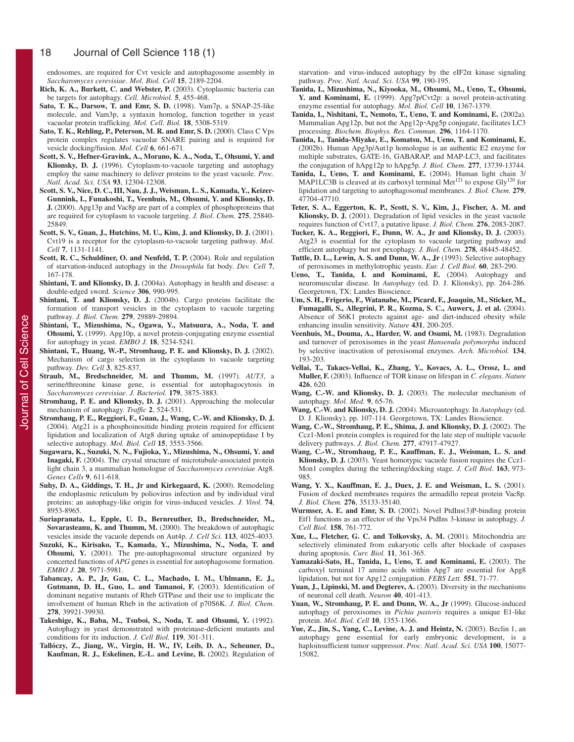endosomes, are required for Cvt vesicle and autophagosome assembly in *Saccharomyces cerevisiae*. *Mol. Biol. Cell* **15**, 2189-2204.

**Rich, K. A., Burkett, C. and Webster, P.** (2003). Cytoplasmic bacteria can be targets for autophagy. *Cell. Microbiol.* **5**, 455-468.

**Sato, T. K., Darsow, T. and Emr, S. D.** (1998). Vam7p, a SNAP-25-like molecule, and Vam3p, a syntaxin homolog, function together in yeast vacuolar protein trafficking. *Mol. Cell. Biol.* **18**, 5308-5319.

**Sato, T. K., Rehling, P., Peterson, M. R. and Emr, S. D.** (2000). Class C Vps protein complex regulates vacuolar SNARE pairing and is required for vesicle docking/fusion. *Mol. Cell* **6**, 661-671.

**Scott, S. V., Hefner-Gravink, A., Morano, K. A., Noda, T., Ohsumi, Y. and Klionsky, D. J.** (1996). Cytoplasm-to-vacuole targeting and autophagy employ the same machinery to deliver proteins to the yeast vacuole. *Proc. Natl. Acad. Sci. USA* **93**, 12304-12308.

**Scott, S. V., Nice, D. C., III, Nau, J. J., Weisman, L. S., Kamada, Y., Keizer-Gunnink, I., Funakoshi, T., Veenhuis, M., Ohsumi, Y. and Klionsky, D. J.** (2000). Apg13p and Vac8p are part of a complex of phosphoproteins that are required for cytoplasm to vacuole targeting. *J. Biol. Chem.* **275**, 25840-25849.

**Scott, S. V., Guan, J., Hutchins, M. U., Kim, J. and Klionsky, D. J.** (2001). Cvt19 is a receptor for the cytoplasm-to-vacuole targeting pathway. *Mol. Cell* **7**, 1131-1141.

**Scott, R. C., Schuldiner, O. and Neufeld, T. P.** (2004). Role and regulation of starvation-induced autophagy in the *Drosophila* fat body. *Dev. Cell* **7**, 167-178.

**Shintani, T. and Klionsky, D. J.** (2004a). Autophagy in health and disease: a double-edged sword. *Science* **306**, 990-995.

**Shintani, T. and Klionsky, D. J.** (2004b). Cargo proteins facilitate the formation of transport vesicles in the cytoplasm to vacuole targeting pathway. *J. Biol. Chem.* **279**, 29889-29894.

**Shintani, T., Mizushima, N., Ogawa, Y., Matsuura, A., Noda, T. and Ohsumi, Y.** (1999). Apg10p, a novel protein-conjugating enzyme essential for autophagy in yeast. *EMBO J.* **18**, 5234-5241.

**Shintani, T., Huang, W.-P., Stromhaug, P. E. and Klionsky, D. J.** (2002). Mechanism of cargo selection in the cytoplasm to vacuole targeting pathway. *Dev. Cell* **3**, 825-837.

**Straub, M., Bredschneider, M. and Thumm, M.** (1997). *AUT3*, a serine/threonine kinase gene, is essential for autophagocytosis in *Saccharomyces cerevisiae*. *J. Bacteriol.* **179**, 3875-3883.

**Stromhaug, P. E. and Klionsky, D. J.** (2001). Approaching the molecular mechanism of autophagy. *Traffic* **2**, 524-531.

**Stromhaug, P. E., Reggiori, F., Guan, J., Wang, C.-W. and Klionsky, D. J.** (2004). Atg21 is a phosphoinositide binding protein required for efficient lipidation and localization of Atg8 during uptake of aminopeptidase I by selective autophagy. *Mol. Biol. Cell* **15**, 3553-3566.

**Sugawara, K., Suzuki, N. N., Fujioka, Y., Mizushima, N., Ohsumi, Y. and Inagaki, F.** (2004). The crystal structure of microtubule-associated protein light chain 3, a mammalian homologue of *Saccharomyces cerevisiae* Atg8. *Genes Cells* **9**, 611-618.

**Suhy, D. A., Giddings, T. H., Jr and Kirkegaard, K.** (2000). Remodeling the endoplasmic reticulum by poliovirus infection and by individual viral proteins: an autophagy-like origin for virus-induced vesicles. *J. Virol.* **74**, 8953-8965.

**Suriapranata, I., Epple, U. D., Bernreuther, D., Bredschneider, M., Sovarasteanu, K. and Thumm, M.** (2000). The breakdown of autophagic vesicles inside the vacuole depends on Aut4p. *J. Cell Sci.* **113**, 4025-4033.

**Suzuki, K., Kirisako, T., Kamada, Y., Mizushima, N., Noda, T. and Ohsumi, Y.** (2001). The pre-autophagosomal structure organized by concerted functions of *APG* genes is essential for autophagosome formation. *EMBO J.* **20**, 5971-5981.

**Tabancay, A. P., Jr, Gau, C. L., Machado, I. M., Uhlmann, E. J., Gutmann, D. H., Guo, L. and Tamanoi, F.** (2003). Identification of dominant negative mutants of Rheb GTPase and their use to implicate the involvement of human Rheb in the activation of p70S6K. *J. Biol. Chem.* **278**, 39921-39930.

**Takeshige, K., Baba, M., Tsuboi, S., Noda, T. and Ohsumi, Y.** (1992). Autophagy in yeast demonstrated with proteinase-deficient mutants and conditions for its induction. *J. Cell Biol.* **119**, 301-311.

**Tallóczy, Z., Jiang, W., Virgin, H. W., IV, Leib, D. A., Scheuner, D., Kaufman, R. J., Eskelinen, E.-L. and Levine, B.** (2002). Regulation of starvation- and virus-induced autophagy by the eIF2α kinase signaling pathway. *Proc. Natl. Acad. Sci. USA* **99**, 190-195.

**Tanida, I., Mizushima, N., Kiyooka, M., Ohsumi, M., Ueno, T., Ohsumi, Y. and Kominami, E.** (1999). Apg7p/Cvt2p: a novel protein-activating enzyme essential for autophagy. *Mol. Biol. Cell* **10**, 1367-1379.

**Tanida, I., Nishitani, T., Nemoto, T., Ueno, T. and Kominami, E.** (2002a). Mammalian Apg12p, but not the Apg12p·Apg5p conjugate, facilitates LC3 processing. *Biochem. Biophys. Res. Commun.* **296**, 1164-1170.

**Tanida, I., Tanida-Miyake, E., Komatsu, M., Ueno, T. and Kominami, E.** (2002b). Human Apg3p/Aut1p homologue is an authentic E2 enzyme for multiple substrates, GATE-16, GABARAP, and MAP-LC3, and facilitates the conjugation of hApg12p to hApg5p. *J. Biol. Chem.* **277**, 13739-13744.

**Tanida, I., Ueno, T. and Kominami, E.** (2004). Human light chain 3/MAP1LC3B is cleaved at its carboxyl terminal Met[121] to expose Gly[120] for lipidation and targeting to autophagosomal membranes. *J. Biol. Chem.* **279**, 47704-47710.

**Teter, S. A., Eggerton, K. P., Scott, S. V., Kim, J., Fischer, A. M. and Klionsky, D. J.** (2001). Degradation of lipid vesicles in the yeast vacuole requires function of Cvt17, a putative lipase. *J. Biol. Chem.* **276**, 2083-2087.

**Tucker, K. A., Reggiori, F., Dunn, W. A., Jr and Klionsky, D. J.** (2003). Atg23 is essential for the cytoplasm to vacuole targeting pathway and efficient autophagy but not pexophagy. *J. Biol. Chem.* **278**, 48445-48452.

**Tuttle, D. L., Lewin, A. S. and Dunn, W. A., Jr** (1993). Selective autophagy of peroxisomes in methylotrophic yeasts. *Eur. J. Cell Biol.* **60**, 283-290.

**Ueno, T., Tanida, I. and Kominami, E.** (2004). Autophagy and neuromuscular disease. In *Autophagy* (ed. D. J. Klionsky), pp. 264-286. Georgetown, TX: Landes Bioscience.

**Um, S. H., Frigerio, F., Watanabe, M., Picard, F., Joaquin, M., Sticker, M., Fumagalli, S., Allegrini, P. R., Kozma, S. C., Auwerx, J. et al.** (2004). Absence of S6K1 protects against age- and diet-induced obesity while enhancing insulin sensitivity. *Nature* **431**, 200-205.

**Veenhuis, M., Douma, A., Harder, W. and Osumi, M.** (1983). Degradation and turnover of peroxisomes in the yeast *Hansenula polymorpha* induced by selective inactivation of peroxisomal enzymes. *Arch. Microbiol.* **134**, 193-203.

**Vellai, T., Takacs-Vellai, K., Zhang, Y., Kovacs, A. L., Orosz, L. and Muller, F.** (2003). Influence of TOR kinase on lifespan in *C. elegans*. *Nature* **426**, 620.

**Wang, C.-W. and Klionsky, D. J.** (2003). The molecular mechanism of autophagy. *Mol. Med.* **9**, 65-76.

**Wang, C.-W. and Klionsky, D. J.** (2004). Microautophagy. In *Autophagy* (ed. D. J. Klionsky), pp. 107-114. Georgetown, TX: Landes Bioscience.

**Wang, C.-W., Stromhaug, P. E., Shima, J. and Klionsky, D. J.** (2002). The Ccz1-Mon1 protein complex is required for the late step of multiple vacuole delivery pathways. *J. Biol. Chem.* **277**, 47917-47927.

**Wang, C.-W., Stromhaug, P. E., Kauffman, E. J., Weisman, L. S. and Klionsky, D. J.** (2003). Yeast homotypic vacuole fusion requires the Ccz1-Mon1 complex during the tethering/docking stage. *J. Cell Biol.* **163**, 973-985.

**Wang, Y. X., Kauffman, E. J., Duex, J. E. and Weisman, L. S.** (2001). Fusion of docked membranes requires the armadillo repeat protein Vac8p. *J. Biol. Chem.* **276**, 35133-35140.

**Wurmser, A. E. and Emr, S. D.** (2002). Novel PtdIns(3)P-binding protein Etf1 functions as an effector of the Vps34 PtdIns 3-kinase in autophagy. *J. Cell Biol.* **158**, 761-772.

**Xue, L., Fletcher, G. C. and Tolkovsky, A. M.** (2001). Mitochondria are selectively eliminated from eukaryotic cells after blockade of caspases during apoptosis. *Curr. Biol.* **11**, 361-365.

**Yamazaki-Sato, H., Tanida, I., Ueno, T. and Kominami, E.** (2003). The carboxyl terminal 17 amino acids within Apg7 are essential for Apg8 lipidation, but not for Apg12 conjugation. *FEBS Lett.* **551**, 71-77.

**Yuan, J., Lipinski, M. and Degterev, A.** (2003). Diversity in the mechanisms of neuronal cell death. *Neuron* **40**, 401-413.

**Yuan, W., Stromhaug, P. E. and Dunn, W. A., Jr** (1999). Glucose-induced autophagy of peroxisomes in *Pichia pastoris* requires a unique E1-like protein. *Mol. Biol. Cell* **10**, 1353-1366.

**Yue, Z., Jin, S., Yang, C., Levine, A. J. and Heintz, N.** (2003). Beclin 1, an autophagy gene essential for early embryonic development, is a haploinsufficient tumor suppressor. *Proc. Natl. Acad. Sci. USA* **100**, 15077-15082.